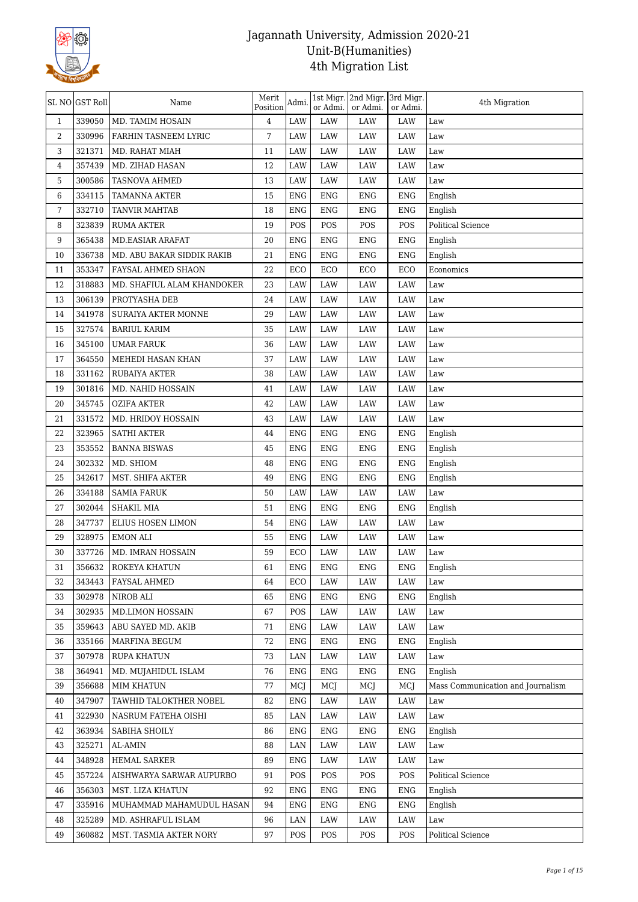# Jagannath University, Admission 2020-21
## Unit-B(Humanities)
## 4th Migration List

| SL NO | GST Roll | Name | Merit Position | Admi. | 1st Migr. or Admi. | 2nd Migr. or Admi. | 3rd Migr. or Admi. | 4th Migration |
|---|---|---|---|---|---|---|---|---|
| 1 | 339050 | MD. TAMIM HOSAIN | 4 | LAW | LAW | LAW | LAW | Law |
| 2 | 330996 | FARHIN TASNEEM LYRIC | 7 | LAW | LAW | LAW | LAW | Law |
| 3 | 321371 | MD. RAHAT MIAH | 11 | LAW | LAW | LAW | LAW | Law |
| 4 | 357439 | MD. ZIHAD HASAN | 12 | LAW | LAW | LAW | LAW | Law |
| 5 | 300586 | TASNOVA AHMED | 13 | LAW | LAW | LAW | LAW | Law |
| 6 | 334115 | TAMANNA AKTER | 15 | ENG | ENG | ENG | ENG | English |
| 7 | 332710 | TANVIR MAHTAB | 18 | ENG | ENG | ENG | ENG | English |
| 8 | 323839 | RUMA AKTER | 19 | POS | POS | POS | POS | Political Science |
| 9 | 365438 | MD.EASIAR ARAFAT | 20 | ENG | ENG | ENG | ENG | English |
| 10 | 336738 | MD. ABU BAKAR SIDDIK RAKIB | 21 | ENG | ENG | ENG | ENG | English |
| 11 | 353347 | FAYSAL AHMED SHAON | 22 | ECO | ECO | ECO | ECO | Economics |
| 12 | 318883 | MD. SHAFIUL ALAM KHANDOKER | 23 | LAW | LAW | LAW | LAW | Law |
| 13 | 306139 | PROTYASHA DEB | 24 | LAW | LAW | LAW | LAW | Law |
| 14 | 341978 | SURAIYA AKTER MONNE | 29 | LAW | LAW | LAW | LAW | Law |
| 15 | 327574 | BARIUL KARIM | 35 | LAW | LAW | LAW | LAW | Law |
| 16 | 345100 | UMAR FARUK | 36 | LAW | LAW | LAW | LAW | Law |
| 17 | 364550 | MEHEDI HASAN KHAN | 37 | LAW | LAW | LAW | LAW | Law |
| 18 | 331162 | RUBAIYA AKTER | 38 | LAW | LAW | LAW | LAW | Law |
| 19 | 301816 | MD. NAHID HOSSAIN | 41 | LAW | LAW | LAW | LAW | Law |
| 20 | 345745 | OZIFA AKTER | 42 | LAW | LAW | LAW | LAW | Law |
| 21 | 331572 | MD. HRIDOY HOSSAIN | 43 | LAW | LAW | LAW | LAW | Law |
| 22 | 323965 | SATHI AKTER | 44 | ENG | ENG | ENG | ENG | English |
| 23 | 353552 | BANNA BISWAS | 45 | ENG | ENG | ENG | ENG | English |
| 24 | 302332 | MD. SHIOM | 48 | ENG | ENG | ENG | ENG | English |
| 25 | 342617 | MST. SHIFA AKTER | 49 | ENG | ENG | ENG | ENG | English |
| 26 | 334188 | SAMIA FARUK | 50 | LAW | LAW | LAW | LAW | Law |
| 27 | 302044 | SHAKIL MIA | 51 | ENG | ENG | ENG | ENG | English |
| 28 | 347737 | ELIUS HOSEN LIMON | 54 | ENG | LAW | LAW | LAW | Law |
| 29 | 328975 | EMON ALI | 55 | ENG | LAW | LAW | LAW | Law |
| 30 | 337726 | MD. IMRAN HOSSAIN | 59 | ECO | LAW | LAW | LAW | Law |
| 31 | 356632 | ROKEYA KHATUN | 61 | ENG | ENG | ENG | ENG | English |
| 32 | 343443 | FAYSAL AHMED | 64 | ECO | LAW | LAW | LAW | Law |
| 33 | 302978 | NIROB ALI | 65 | ENG | ENG | ENG | ENG | English |
| 34 | 302935 | MD.LIMON HOSSAIN | 67 | POS | LAW | LAW | LAW | Law |
| 35 | 359643 | ABU SAYED MD. AKIB | 71 | ENG | LAW | LAW | LAW | Law |
| 36 | 335166 | MARFINA BEGUM | 72 | ENG | ENG | ENG | ENG | English |
| 37 | 307978 | RUPA KHATUN | 73 | LAN | LAW | LAW | LAW | Law |
| 38 | 364941 | MD. MUJAHIDUL ISLAM | 76 | ENG | ENG | ENG | ENG | English |
| 39 | 356688 | MIM KHATUN | 77 | MCJ | MCJ | MCJ | MCJ | Mass Communication and Journalism |
| 40 | 347907 | TAWHID TALOKTHER NOBEL | 82 | ENG | LAW | LAW | LAW | Law |
| 41 | 322930 | NASRUM FATEHA OISHI | 85 | LAN | LAW | LAW | LAW | Law |
| 42 | 363934 | SABIHA SHOILY | 86 | ENG | ENG | ENG | ENG | English |
| 43 | 325271 | AL-AMIN | 88 | LAN | LAW | LAW | LAW | Law |
| 44 | 348928 | HEMAL SARKER | 89 | ENG | LAW | LAW | LAW | Law |
| 45 | 357224 | AISHWARYA SARWAR AUPURBO | 91 | POS | POS | POS | POS | Political Science |
| 46 | 356303 | MST. LIZA KHATUN | 92 | ENG | ENG | ENG | ENG | English |
| 47 | 335916 | MUHAMMAD MAHAMUDUL HASAN | 94 | ENG | ENG | ENG | ENG | English |
| 48 | 325289 | MD. ASHRAFUL ISLAM | 96 | LAN | LAW | LAW | LAW | Law |
| 49 | 360882 | MST. TASMIA AKTER NORY | 97 | POS | POS | POS | POS | Political Science |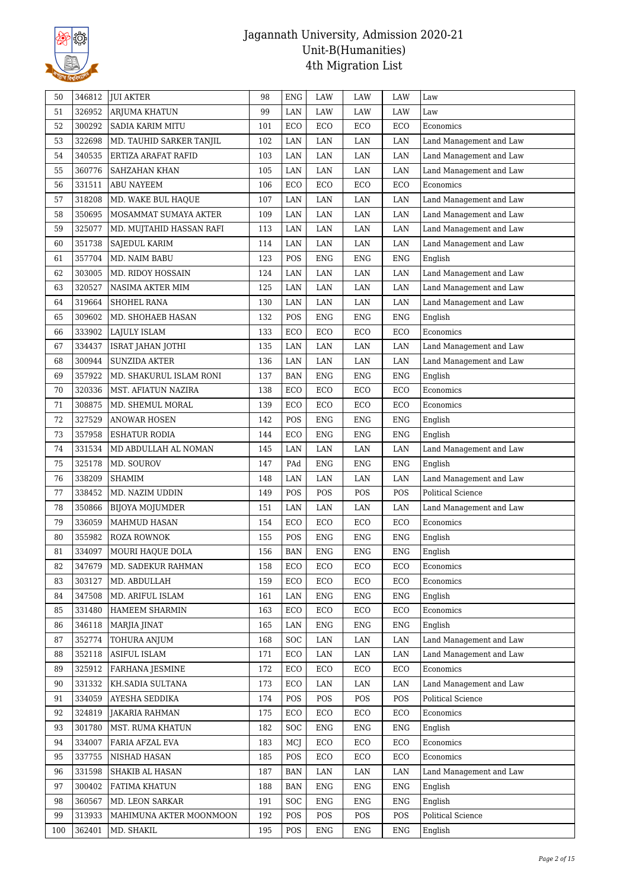# Jagannath University, Admission 2020-21
## Unit-B(Humanities)
## 4th Migration List

| | | | | | | | | |
|---|---|---|---|---|---|---|---|---|
| 50 | 346812 | JUI AKTER | 98 | ENG | LAW | LAW | LAW | Law |
| 51 | 326952 | ARJUMA KHATUN | 99 | LAN | LAW | LAW | LAW | Law |
| 52 | 300292 | SADIA KARIM MITU | 101 | ECO | ECO | ECO | ECO | Economics |
| 53 | 322698 | MD. TAUHID SARKER TANJIL | 102 | LAN | LAN | LAN | LAN | Land Management and Law |
| 54 | 340535 | ERTIZA ARAFAT RAFID | 103 | LAN | LAN | LAN | LAN | Land Management and Law |
| 55 | 360776 | SAHZAHAN KHAN | 105 | LAN | LAN | LAN | LAN | Land Management and Law |
| 56 | 331511 | ABU NAYEEM | 106 | ECO | ECO | ECO | ECO | Economics |
| 57 | 318208 | MD. WAKE BUL HAQUE | 107 | LAN | LAN | LAN | LAN | Land Management and Law |
| 58 | 350695 | MOSAMMAT SUMAYA AKTER | 109 | LAN | LAN | LAN | LAN | Land Management and Law |
| 59 | 325077 | MD. MUJTAHID HASSAN RAFI | 113 | LAN | LAN | LAN | LAN | Land Management and Law |
| 60 | 351738 | SAJEDUL KARIM | 114 | LAN | LAN | LAN | LAN | Land Management and Law |
| 61 | 357704 | MD. NAIM BABU | 123 | POS | ENG | ENG | ENG | English |
| 62 | 303005 | MD. RIDOY HOSSAIN | 124 | LAN | LAN | LAN | LAN | Land Management and Law |
| 63 | 320527 | NASIMA AKTER MIM | 125 | LAN | LAN | LAN | LAN | Land Management and Law |
| 64 | 319664 | SHOHEL RANA | 130 | LAN | LAN | LAN | LAN | Land Management and Law |
| 65 | 309602 | MD. SHOHAEB HASAN | 132 | POS | ENG | ENG | ENG | English |
| 66 | 333902 | LAJULY ISLAM | 133 | ECO | ECO | ECO | ECO | Economics |
| 67 | 334437 | ISRAT JAHAN JOTHI | 135 | LAN | LAN | LAN | LAN | Land Management and Law |
| 68 | 300944 | SUNZIDA AKTER | 136 | LAN | LAN | LAN | LAN | Land Management and Law |
| 69 | 357922 | MD. SHAKURUL ISLAM RONI | 137 | BAN | ENG | ENG | ENG | English |
| 70 | 320336 | MST. AFIATUN NAZIRA | 138 | ECO | ECO | ECO | ECO | Economics |
| 71 | 308875 | MD. SHEMUL MORAL | 139 | ECO | ECO | ECO | ECO | Economics |
| 72 | 327529 | ANOWAR HOSEN | 142 | POS | ENG | ENG | ENG | English |
| 73 | 357958 | ESHATUR RODIA | 144 | ECO | ENG | ENG | ENG | English |
| 74 | 331534 | MD ABDULLAH AL NOMAN | 145 | LAN | LAN | LAN | LAN | Land Management and Law |
| 75 | 325178 | MD. SOUROV | 147 | PAd | ENG | ENG | ENG | English |
| 76 | 338209 | SHAMIM | 148 | LAN | LAN | LAN | LAN | Land Management and Law |
| 77 | 338452 | MD. NAZIM UDDIN | 149 | POS | POS | POS | POS | Political Science |
| 78 | 350866 | BIJOYA MOJUMDER | 151 | LAN | LAN | LAN | LAN | Land Management and Law |
| 79 | 336059 | MAHMUD HASAN | 154 | ECO | ECO | ECO | ECO | Economics |
| 80 | 355982 | ROZA ROWNOK | 155 | POS | ENG | ENG | ENG | English |
| 81 | 334097 | MOURI HAQUE DOLA | 156 | BAN | ENG | ENG | ENG | English |
| 82 | 347679 | MD. SADEKUR RAHMAN | 158 | ECO | ECO | ECO | ECO | Economics |
| 83 | 303127 | MD. ABDULLAH | 159 | ECO | ECO | ECO | ECO | Economics |
| 84 | 347508 | MD. ARIFUL ISLAM | 161 | LAN | ENG | ENG | ENG | English |
| 85 | 331480 | HAMEEM SHARMIN | 163 | ECO | ECO | ECO | ECO | Economics |
| 86 | 346118 | MARJIA JINAT | 165 | LAN | ENG | ENG | ENG | English |
| 87 | 352774 | TOHURA ANJUM | 168 | SOC | LAN | LAN | LAN | Land Management and Law |
| 88 | 352118 | ASIFUL ISLAM | 171 | ECO | LAN | LAN | LAN | Land Management and Law |
| 89 | 325912 | FARHANA JESMINE | 172 | ECO | ECO | ECO | ECO | Economics |
| 90 | 331332 | KH.SADIA SULTANA | 173 | ECO | LAN | LAN | LAN | Land Management and Law |
| 91 | 334059 | AYESHA SEDDIKA | 174 | POS | POS | POS | POS | Political Science |
| 92 | 324819 | JAKARIA RAHMAN | 175 | ECO | ECO | ECO | ECO | Economics |
| 93 | 301780 | MST. RUMA KHATUN | 182 | SOC | ENG | ENG | ENG | English |
| 94 | 334007 | FARIA AFZAL EVA | 183 | MCJ | ECO | ECO | ECO | Economics |
| 95 | 337755 | NISHAD HASAN | 185 | POS | ECO | ECO | ECO | Economics |
| 96 | 331598 | SHAKIB AL HASAN | 187 | BAN | LAN | LAN | LAN | Land Management and Law |
| 97 | 300402 | FATIMA KHATUN | 188 | BAN | ENG | ENG | ENG | English |
| 98 | 360567 | MD. LEON SARKAR | 191 | SOC | ENG | ENG | ENG | English |
| 99 | 313933 | MAHIMUNA AKTER MOONMOON | 192 | POS | POS | POS | POS | Political Science |
| 100 | 362401 | MD. SHAKIL | 195 | POS | ENG | ENG | ENG | English |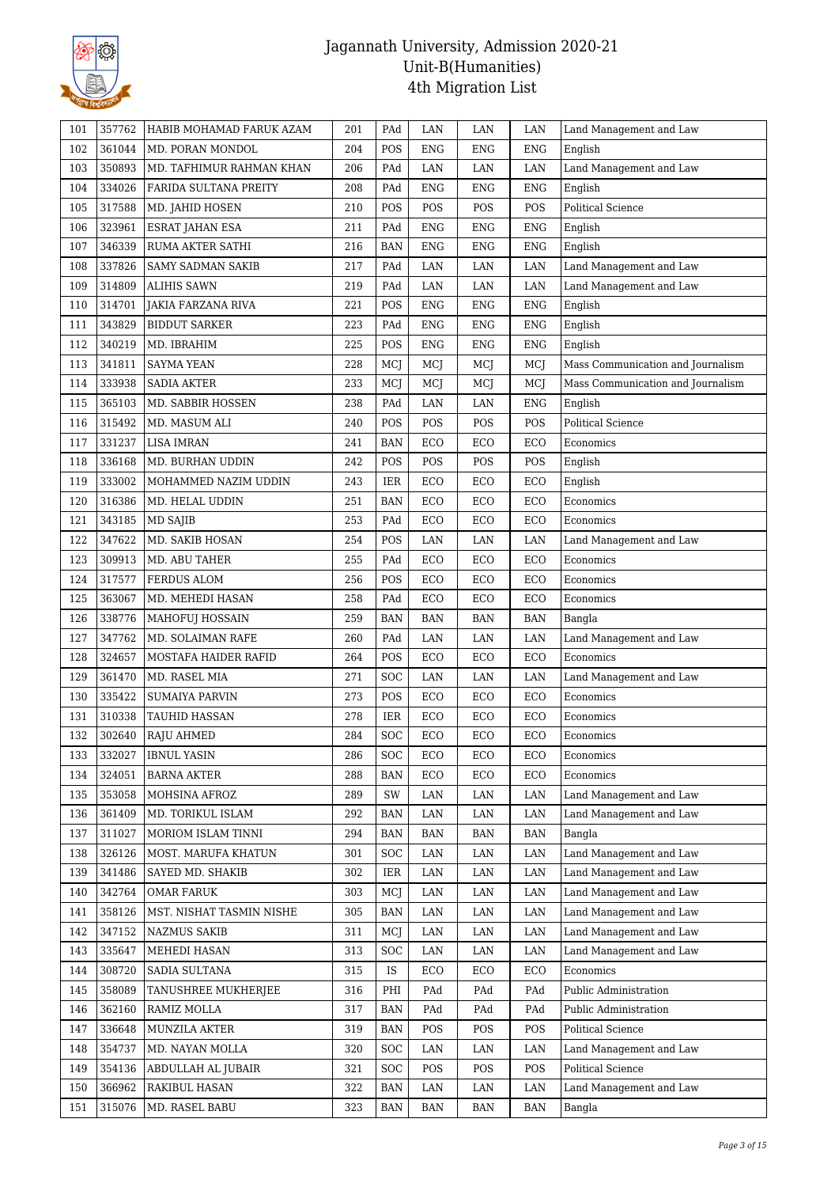# Jagannath University, Admission 2020-21
## Unit-B(Humanities)
### 4th Migration List

| 101 | 357762 | HABIB MOHAMAD FARUK AZAM | 201 | PAd | LAN | LAN | LAN | Land Management and Law |
|---|---|---|---|---|---|---|---|---|
| 102 | 361044 | MD. PORAN MONDOL | 204 | POS | ENG | ENG | ENG | English |
| 103 | 350893 | MD. TAFHIMUR RAHMAN KHAN | 206 | PAd | LAN | LAN | LAN | Land Management and Law |
| 104 | 334026 | FARIDA SULTANA PREITY | 208 | PAd | ENG | ENG | ENG | English |
| 105 | 317588 | MD. JAHID HOSEN | 210 | POS | POS | POS | POS | Political Science |
| 106 | 323961 | ESRAT JAHAN ESA | 211 | PAd | ENG | ENG | ENG | English |
| 107 | 346339 | RUMA AKTER SATHI | 216 | BAN | ENG | ENG | ENG | English |
| 108 | 337826 | SAMY SADMAN SAKIB | 217 | PAd | LAN | LAN | LAN | Land Management and Law |
| 109 | 314809 | ALIHIS SAWN | 219 | PAd | LAN | LAN | LAN | Land Management and Law |
| 110 | 314701 | JAKIA FARZANA RIVA | 221 | POS | ENG | ENG | ENG | English |
| 111 | 343829 | BIDDUT SARKER | 223 | PAd | ENG | ENG | ENG | English |
| 112 | 340219 | MD. IBRAHIM | 225 | POS | ENG | ENG | ENG | English |
| 113 | 341811 | SAYMA YEAN | 228 | MCJ | MCJ | MCJ | MCJ | Mass Communication and Journalism |
| 114 | 333938 | SADIA AKTER | 233 | MCJ | MCJ | MCJ | MCJ | Mass Communication and Journalism |
| 115 | 365103 | MD. SABBIR HOSSEN | 238 | PAd | LAN | LAN | ENG | English |
| 116 | 315492 | MD. MASUM ALI | 240 | POS | POS | POS | POS | Political Science |
| 117 | 331237 | LISA IMRAN | 241 | BAN | ECO | ECO | ECO | Economics |
| 118 | 336168 | MD. BURHAN UDDIN | 242 | POS | POS | POS | POS | English |
| 119 | 333002 | MOHAMMED NAZIM UDDIN | 243 | IER | ECO | ECO | ECO | English |
| 120 | 316386 | MD. HELAL UDDIN | 251 | BAN | ECO | ECO | ECO | Economics |
| 121 | 343185 | MD SAJIB | 253 | PAd | ECO | ECO | ECO | Economics |
| 122 | 347622 | MD. SAKIB HOSAN | 254 | POS | LAN | LAN | LAN | Land Management and Law |
| 123 | 309913 | MD. ABU TAHER | 255 | PAd | ECO | ECO | ECO | Economics |
| 124 | 317577 | FERDUS ALOM | 256 | POS | ECO | ECO | ECO | Economics |
| 125 | 363067 | MD. MEHEDI HASAN | 258 | PAd | ECO | ECO | ECO | Economics |
| 126 | 338776 | MAHOFUJ HOSSAIN | 259 | BAN | BAN | BAN | BAN | Bangla |
| 127 | 347762 | MD. SOLAIMAN RAFE | 260 | PAd | LAN | LAN | LAN | Land Management and Law |
| 128 | 324657 | MOSTAFA HAIDER RAFID | 264 | POS | ECO | ECO | ECO | Economics |
| 129 | 361470 | MD. RASEL MIA | 271 | SOC | LAN | LAN | LAN | Land Management and Law |
| 130 | 335422 | SUMAIYA PARVIN | 273 | POS | ECO | ECO | ECO | Economics |
| 131 | 310338 | TAUHID HASSAN | 278 | IER | ECO | ECO | ECO | Economics |
| 132 | 302640 | RAJU AHMED | 284 | SOC | ECO | ECO | ECO | Economics |
| 133 | 332027 | IBNUL YASIN | 286 | SOC | ECO | ECO | ECO | Economics |
| 134 | 324051 | BARNA AKTER | 288 | BAN | ECO | ECO | ECO | Economics |
| 135 | 353058 | MOHSINA AFROZ | 289 | SW | LAN | LAN | LAN | Land Management and Law |
| 136 | 361409 | MD. TORIKUL ISLAM | 292 | BAN | LAN | LAN | LAN | Land Management and Law |
| 137 | 311027 | MORIOM ISLAM TINNI | 294 | BAN | BAN | BAN | BAN | Bangla |
| 138 | 326126 | MOST. MARUFA KHATUN | 301 | SOC | LAN | LAN | LAN | Land Management and Law |
| 139 | 341486 | SAYED MD. SHAKIB | 302 | IER | LAN | LAN | LAN | Land Management and Law |
| 140 | 342764 | OMAR FARUK | 303 | MCJ | LAN | LAN | LAN | Land Management and Law |
| 141 | 358126 | MST. NISHAT TASMIN NISHE | 305 | BAN | LAN | LAN | LAN | Land Management and Law |
| 142 | 347152 | NAZMUS SAKIB | 311 | MCJ | LAN | LAN | LAN | Land Management and Law |
| 143 | 335647 | MEHEDI HASAN | 313 | SOC | LAN | LAN | LAN | Land Management and Law |
| 144 | 308720 | SADIA SULTANA | 315 | IS | ECO | ECO | ECO | Economics |
| 145 | 358089 | TANUSHREE MUKHERJEE | 316 | PHI | PAd | PAd | PAd | Public Administration |
| 146 | 362160 | RAMIZ MOLLA | 317 | BAN | PAd | PAd | PAd | Public Administration |
| 147 | 336648 | MUNZILA AKTER | 319 | BAN | POS | POS | POS | Political Science |
| 148 | 354737 | MD. NAYAN MOLLA | 320 | SOC | LAN | LAN | LAN | Land Management and Law |
| 149 | 354136 | ABDULLAH AL JUBAIR | 321 | SOC | POS | POS | POS | Political Science |
| 150 | 366962 | RAKIBUL HASAN | 322 | BAN | LAN | LAN | LAN | Land Management and Law |
| 151 | 315076 | MD. RASEL BABU | 323 | BAN | BAN | BAN | BAN | Bangla |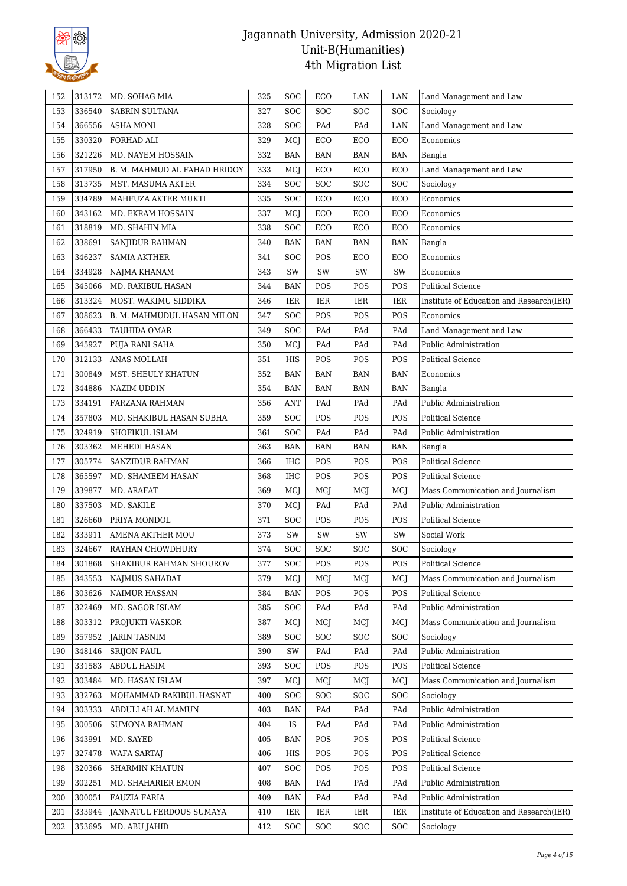# Jagannath University, Admission 2020-21
## Unit-B(Humanities)
## 4th Migration List

| 152 | 313172 | MD. SOHAG MIA | 325 | SOC | ECO | LAN | LAN | Land Management and Law |
|---|---|---|---|---|---|---|---|---|
| 153 | 336540 | SABRIN SULTANA | 327 | SOC | SOC | SOC | SOC | Sociology |
| 154 | 366556 | ASHA MONI | 328 | SOC | PAd | PAd | LAN | Land Management and Law |
| 155 | 330320 | FORHAD ALI | 329 | MCJ | ECO | ECO | ECO | Economics |
| 156 | 321226 | MD. NAYEM HOSSAIN | 332 | BAN | BAN | BAN | BAN | Bangla |
| 157 | 317950 | B. M. MAHMUD AL FAHAD HRIDOY | 333 | MCJ | ECO | ECO | ECO | Land Management and Law |
| 158 | 313735 | MST. MASUMA AKTER | 334 | SOC | SOC | SOC | SOC | Sociology |
| 159 | 334789 | MAHFUZA AKTER MUKTI | 335 | SOC | ECO | ECO | ECO | Economics |
| 160 | 343162 | MD. EKRAM HOSSAIN | 337 | MCJ | ECO | ECO | ECO | Economics |
| 161 | 318819 | MD. SHAHIN MIA | 338 | SOC | ECO | ECO | ECO | Economics |
| 162 | 338691 | SANJIDUR RAHMAN | 340 | BAN | BAN | BAN | BAN | Bangla |
| 163 | 346237 | SAMIA AKTHER | 341 | SOC | POS | ECO | ECO | Economics |
| 164 | 334928 | NAJMA KHANAM | 343 | SW | SW | SW | SW | Economics |
| 165 | 345066 | MD. RAKIBUL HASAN | 344 | BAN | POS | POS | POS | Political Science |
| 166 | 313324 | MOST. WAKIMU SIDDIKA | 346 | IER | IER | IER | IER | Institute of Education and Research(IER) |
| 167 | 308623 | B. M. MAHMUDUL HASAN MILON | 347 | SOC | POS | POS | POS | Economics |
| 168 | 366433 | TAUHIDA OMAR | 349 | SOC | PAd | PAd | PAd | Land Management and Law |
| 169 | 345927 | PUJA RANI SAHA | 350 | MCJ | PAd | PAd | PAd | Public Administration |
| 170 | 312133 | ANAS MOLLAH | 351 | HIS | POS | POS | POS | Political Science |
| 171 | 300849 | MST. SHEULY KHATUN | 352 | BAN | BAN | BAN | BAN | Economics |
| 172 | 344886 | NAZIM UDDIN | 354 | BAN | BAN | BAN | BAN | Bangla |
| 173 | 334191 | FARZANA RAHMAN | 356 | ANT | PAd | PAd | PAd | Public Administration |
| 174 | 357803 | MD. SHAKIBUL HASAN SUBHA | 359 | SOC | POS | POS | POS | Political Science |
| 175 | 324919 | SHOFIKUL ISLAM | 361 | SOC | PAd | PAd | PAd | Public Administration |
| 176 | 303362 | MEHEDI HASAN | 363 | BAN | BAN | BAN | BAN | Bangla |
| 177 | 305774 | SANZIDUR RAHMAN | 366 | IHC | POS | POS | POS | Political Science |
| 178 | 365597 | MD. SHAMEEM HASAN | 368 | IHC | POS | POS | POS | Political Science |
| 179 | 339877 | MD. ARAFAT | 369 | MCJ | MCJ | MCJ | MCJ | Mass Communication and Journalism |
| 180 | 337503 | MD. SAKILE | 370 | MCJ | PAd | PAd | PAd | Public Administration |
| 181 | 326660 | PRIYA MONDOL | 371 | SOC | POS | POS | POS | Political Science |
| 182 | 333911 | AMENA AKTHER MOU | 373 | SW | SW | SW | SW | Social Work |
| 183 | 324667 | RAYHAN CHOWDHURY | 374 | SOC | SOC | SOC | SOC | Sociology |
| 184 | 301868 | SHAKIBUR RAHMAN SHOUROV | 377 | SOC | POS | POS | POS | Political Science |
| 185 | 343553 | NAJMUS SAHADAT | 379 | MCJ | MCJ | MCJ | MCJ | Mass Communication and Journalism |
| 186 | 303626 | NAIMUR HASSAN | 384 | BAN | POS | POS | POS | Political Science |
| 187 | 322469 | MD. SAGOR ISLAM | 385 | SOC | PAd | PAd | PAd | Public Administration |
| 188 | 303312 | PROJUKTI VASKOR | 387 | MCJ | MCJ | MCJ | MCJ | Mass Communication and Journalism |
| 189 | 357952 | JARIN TASNIM | 389 | SOC | SOC | SOC | SOC | Sociology |
| 190 | 348146 | SRIJON PAUL | 390 | SW | PAd | PAd | PAd | Public Administration |
| 191 | 331583 | ABDUL HASIM | 393 | SOC | POS | POS | POS | Political Science |
| 192 | 303484 | MD. HASAN ISLAM | 397 | MCJ | MCJ | MCJ | MCJ | Mass Communication and Journalism |
| 193 | 332763 | MOHAMMAD RAKIBUL HASNAT | 400 | SOC | SOC | SOC | SOC | Sociology |
| 194 | 303333 | ABDULLAH AL MAMUN | 403 | BAN | PAd | PAd | PAd | Public Administration |
| 195 | 300506 | SUMONA RAHMAN | 404 | IS | PAd | PAd | PAd | Public Administration |
| 196 | 343991 | MD. SAYED | 405 | BAN | POS | POS | POS | Political Science |
| 197 | 327478 | WAFA SARTAJ | 406 | HIS | POS | POS | POS | Political Science |
| 198 | 320366 | SHARMIN KHATUN | 407 | SOC | POS | POS | POS | Political Science |
| 199 | 302251 | MD. SHAHARIER EMON | 408 | BAN | PAd | PAd | PAd | Public Administration |
| 200 | 300051 | FAUZIA FARIA | 409 | BAN | PAd | PAd | PAd | Public Administration |
| 201 | 333944 | JANNATUL FERDOUS SUMAYA | 410 | IER | IER | IER | IER | Institute of Education and Research(IER) |
| 202 | 353695 | MD. ABU JAHID | 412 | SOC | SOC | SOC | SOC | Sociology |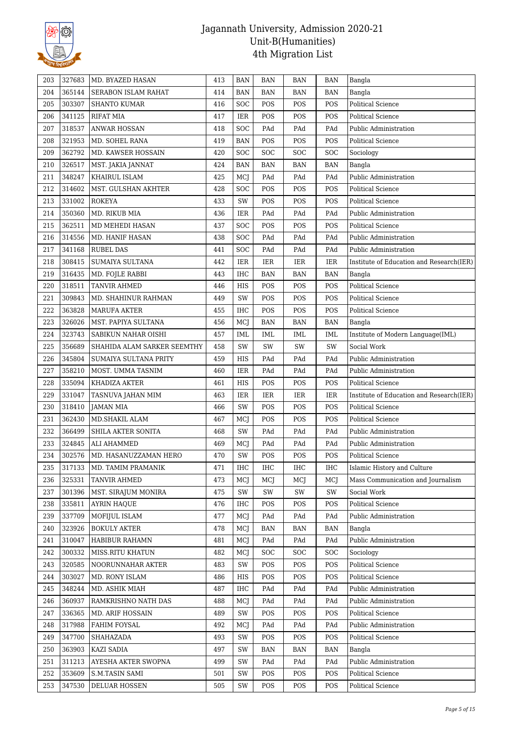| 203 | 327683 | MD. BYAZED HASAN | 413 | BAN | BAN | BAN | BAN | Bangla |
|---|---|---|---|---|---|---|---|---|
| 204 | 365144 | SERABON ISLAM RAHAT | 414 | BAN | BAN | BAN | BAN | Bangla |
| 205 | 303307 | SHANTO KUMAR | 416 | SOC | POS | POS | POS | Political Science |
| 206 | 341125 | RIFAT MIA | 417 | IER | POS | POS | POS | Political Science |
| 207 | 318537 | ANWAR HOSSAN | 418 | SOC | PAd | PAd | PAd | Public Administration |
| 208 | 321953 | MD. SOHEL RANA | 419 | BAN | POS | POS | POS | Political Science |
| 209 | 362792 | MD. KAWSER HOSSAIN | 420 | SOC | SOC | SOC | SOC | Sociology |
| 210 | 326517 | MST. JAKIA JANNAT | 424 | BAN | BAN | BAN | BAN | Bangla |
| 211 | 348247 | KHAIRUL ISLAM | 425 | MCJ | PAd | PAd | PAd | Public Administration |
| 212 | 314602 | MST. GULSHAN AKHTER | 428 | SOC | POS | POS | POS | Political Science |
| 213 | 331002 | ROKEYA | 433 | SW | POS | POS | POS | Political Science |
| 214 | 350360 | MD. RIKUB MIA | 436 | IER | PAd | PAd | PAd | Public Administration |
| 215 | 362511 | MD MEHEDI HASAN | 437 | SOC | POS | POS | POS | Political Science |
| 216 | 314556 | MD. HANIF HASAN | 438 | SOC | PAd | PAd | PAd | Public Administration |
| 217 | 341168 | RUBEL DAS | 441 | SOC | PAd | PAd | PAd | Public Administration |
| 218 | 308415 | SUMAIYA SULTANA | 442 | IER | IER | IER | IER | Institute of Education and Research(IER) |
| 219 | 316435 | MD. FOJLE RABBI | 443 | IHC | BAN | BAN | BAN | Bangla |
| 220 | 318511 | TANVIR AHMED | 446 | HIS | POS | POS | POS | Political Science |
| 221 | 309843 | MD. SHAHINUR RAHMAN | 449 | SW | POS | POS | POS | Political Science |
| 222 | 363828 | MARUFA AKTER | 455 | IHC | POS | POS | POS | Political Science |
| 223 | 326026 | MST. PAPIYA SULTANA | 456 | MCJ | BAN | BAN | BAN | Bangla |
| 224 | 323743 | SABIKUN NAHAR OISHI | 457 | IML | IML | IML | IML | Institute of Modern Language(IML) |
| 225 | 356689 | SHAHIDA ALAM SARKER SEEMTHY | 458 | SW | SW | SW | SW | Social Work |
| 226 | 345804 | SUMAIYA SULTANA PRITY | 459 | HIS | PAd | PAd | PAd | Public Administration |
| 227 | 358210 | MOST. UMMA TASNIM | 460 | IER | PAd | PAd | PAd | Public Administration |
| 228 | 335094 | KHADIZA AKTER | 461 | HIS | POS | POS | POS | Political Science |
| 229 | 331047 | TASNUVA JAHAN MIM | 463 | IER | IER | IER | IER | Institute of Education and Research(IER) |
| 230 | 318410 | JAMAN MIA | 466 | SW | POS | POS | POS | Political Science |
| 231 | 362430 | MD.SHAKIL ALAM | 467 | MCJ | POS | POS | POS | Political Science |
| 232 | 366499 | SHILA AKTER SONITA | 468 | SW | PAd | PAd | PAd | Public Administration |
| 233 | 324845 | ALI AHAMMED | 469 | MCJ | PAd | PAd | PAd | Public Administration |
| 234 | 302576 | MD. HASANUZZAMAN HERO | 470 | SW | POS | POS | POS | Political Science |
| 235 | 317133 | MD. TAMIM PRAMANIK | 471 | IHC | IHC | IHC | IHC | Islamic History and Culture |
| 236 | 325331 | TANVIR AHMED | 473 | MCJ | MCJ | MCJ | MCJ | Mass Communication and Journalism |
| 237 | 301396 | MST. SIRAJUM MONIRA | 475 | SW | SW | SW | SW | Social Work |
| 238 | 335811 | AYRIN HAQUE | 476 | IHC | POS | POS | POS | Political Science |
| 239 | 337709 | MOFIJUL ISLAM | 477 | MCJ | PAd | PAd | PAd | Public Administration |
| 240 | 323926 | BOKULY AKTER | 478 | MCJ | BAN | BAN | BAN | Bangla |
| 241 | 310047 | HABIBUR RAHAMN | 481 | MCJ | PAd | PAd | PAd | Public Administration |
| 242 | 300332 | MISS.RITU KHATUN | 482 | MCJ | SOC | SOC | SOC | Sociology |
| 243 | 320585 | NOORUNNAHAR AKTER | 483 | SW | POS | POS | POS | Political Science |
| 244 | 303027 | MD. RONY ISLAM | 486 | HIS | POS | POS | POS | Political Science |
| 245 | 348244 | MD. ASHIK MIAH | 487 | IHC | PAd | PAd | PAd | Public Administration |
| 246 | 360937 | RAMKRISHNO NATH DAS | 488 | MCJ | PAd | PAd | PAd | Public Administration |
| 247 | 336365 | MD. ARIF HOSSAIN | 489 | SW | POS | POS | POS | Political Science |
| 248 | 317988 | FAHIM FOYSAL | 492 | MCJ | PAd | PAd | PAd | Public Administration |
| 249 | 347700 | SHAHAZADA | 493 | SW | POS | POS | POS | Political Science |
| 250 | 363903 | KAZI SADIA | 497 | SW | BAN | BAN | BAN | Bangla |
| 251 | 311213 | AYESHA AKTER SWOPNA | 499 | SW | PAd | PAd | PAd | Public Administration |
| 252 | 353609 | S.M.TASIN SAMI | 501 | SW | POS | POS | POS | Political Science |
| 253 | 347530 | DELUAR HOSSEN | 505 | SW | POS | POS | POS | Political Science |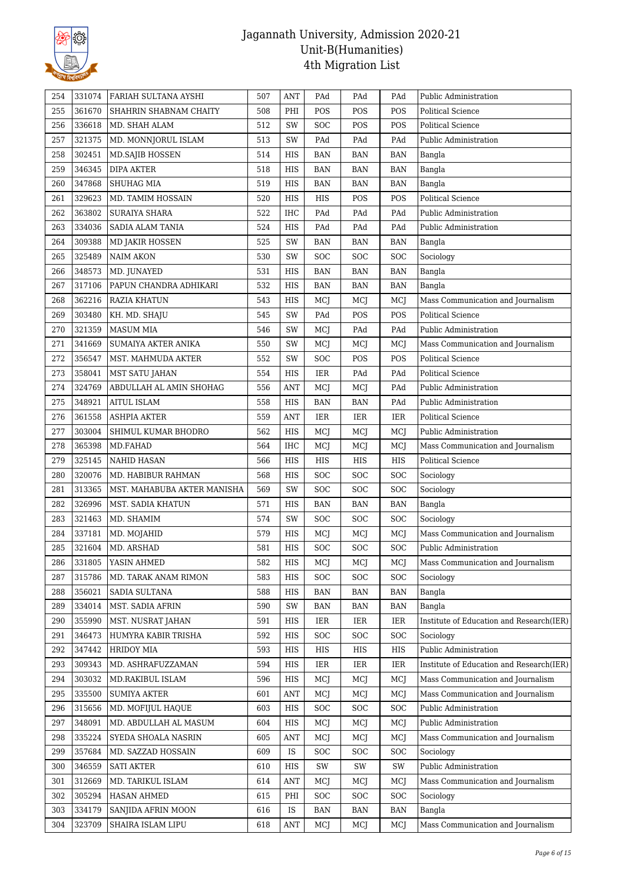# Jagannath University, Admission 2020-21
## Unit-B(Humanities)
### 4th Migration List

| 254 | 331074 | FARIAH SULTANA AYSHI | 507 | ANT | PAd | PAd | PAd | Public Administration |
|---|---|---|---|---|---|---|---|---|
| 255 | 361670 | SHAHRIN SHABNAM CHAITY | 508 | PHI | POS | POS | POS | Political Science |
| 256 | 336618 | MD. SHAH ALAM | 512 | SW | SOC | POS | POS | Political Science |
| 257 | 321375 | MD. MONNJORUL ISLAM | 513 | SW | PAd | PAd | PAd | Public Administration |
| 258 | 302451 | MD.SAJIB HOSSEN | 514 | HIS | BAN | BAN | BAN | Bangla |
| 259 | 346345 | DIPA AKTER | 518 | HIS | BAN | BAN | BAN | Bangla |
| 260 | 347868 | SHUHAG MIA | 519 | HIS | BAN | BAN | BAN | Bangla |
| 261 | 329623 | MD. TAMIM HOSSAIN | 520 | HIS | HIS | POS | POS | Political Science |
| 262 | 363802 | SURAIYA SHARA | 522 | IHC | PAd | PAd | PAd | Public Administration |
| 263 | 334036 | SADIA ALAM TANIA | 524 | HIS | PAd | PAd | PAd | Public Administration |
| 264 | 309388 | MD JAKIR HOSSEN | 525 | SW | BAN | BAN | BAN | Bangla |
| 265 | 325489 | NAIM AKON | 530 | SW | SOC | SOC | SOC | Sociology |
| 266 | 348573 | MD. JUNAYED | 531 | HIS | BAN | BAN | BAN | Bangla |
| 267 | 317106 | PAPUN CHANDRA ADHIKARI | 532 | HIS | BAN | BAN | BAN | Bangla |
| 268 | 362216 | RAZIA KHATUN | 543 | HIS | MCJ | MCJ | MCJ | Mass Communication and Journalism |
| 269 | 303480 | KH. MD. SHAJU | 545 | SW | PAd | POS | POS | Political Science |
| 270 | 321359 | MASUM MIA | 546 | SW | MCJ | PAd | PAd | Public Administration |
| 271 | 341669 | SUMAIYA AKTER ANIKA | 550 | SW | MCJ | MCJ | MCJ | Mass Communication and Journalism |
| 272 | 356547 | MST. MAHMUDA AKTER | 552 | SW | SOC | POS | POS | Political Science |
| 273 | 358041 | MST SATU JAHAN | 554 | HIS | IER | PAd | PAd | Political Science |
| 274 | 324769 | ABDULLAH AL AMIN SHOHAG | 556 | ANT | MCJ | MCJ | PAd | Public Administration |
| 275 | 348921 | AITUL ISLAM | 558 | HIS | BAN | BAN | PAd | Public Administration |
| 276 | 361558 | ASHPIA AKTER | 559 | ANT | IER | IER | IER | Political Science |
| 277 | 303004 | SHIMUL KUMAR BHODRO | 562 | HIS | MCJ | MCJ | MCJ | Public Administration |
| 278 | 365398 | MD.FAHAD | 564 | IHC | MCJ | MCJ | MCJ | Mass Communication and Journalism |
| 279 | 325145 | NAHID HASAN | 566 | HIS | HIS | HIS | HIS | Political Science |
| 280 | 320076 | MD. HABIBUR RAHMAN | 568 | HIS | SOC | SOC | SOC | Sociology |
| 281 | 313365 | MST. MAHABUBA AKTER MANISHA | 569 | SW | SOC | SOC | SOC | Sociology |
| 282 | 326996 | MST. SADIA KHATUN | 571 | HIS | BAN | BAN | BAN | Bangla |
| 283 | 321463 | MD. SHAMIM | 574 | SW | SOC | SOC | SOC | Sociology |
| 284 | 337181 | MD. MOJAHID | 579 | HIS | MCJ | MCJ | MCJ | Mass Communication and Journalism |
| 285 | 321604 | MD. ARSHAD | 581 | HIS | SOC | SOC | SOC | Public Administration |
| 286 | 331805 | YASIN AHMED | 582 | HIS | MCJ | MCJ | MCJ | Mass Communication and Journalism |
| 287 | 315786 | MD. TARAK ANAM RIMON | 583 | HIS | SOC | SOC | SOC | Sociology |
| 288 | 356021 | SADIA SULTANA | 588 | HIS | BAN | BAN | BAN | Bangla |
| 289 | 334014 | MST. SADIA AFRIN | 590 | SW | BAN | BAN | BAN | Bangla |
| 290 | 355990 | MST. NUSRAT JAHAN | 591 | HIS | IER | IER | IER | Institute of Education and Research(IER) |
| 291 | 346473 | HUMYRA KABIR TRISHA | 592 | HIS | SOC | SOC | SOC | Sociology |
| 292 | 347442 | HRIDOY MIA | 593 | HIS | HIS | HIS | HIS | Public Administration |
| 293 | 309343 | MD. ASHRAFUZZAMAN | 594 | HIS | IER | IER | IER | Institute of Education and Research(IER) |
| 294 | 303032 | MD.RAKIBUL ISLAM | 596 | HIS | MCJ | MCJ | MCJ | Mass Communication and Journalism |
| 295 | 335500 | SUMIYA AKTER | 601 | ANT | MCJ | MCJ | MCJ | Mass Communication and Journalism |
| 296 | 315656 | MD. MOFIJUL HAQUE | 603 | HIS | SOC | SOC | SOC | Public Administration |
| 297 | 348091 | MD. ABDULLAH AL MASUM | 604 | HIS | MCJ | MCJ | MCJ | Public Administration |
| 298 | 335224 | SYEDA SHOALA NASRIN | 605 | ANT | MCJ | MCJ | MCJ | Mass Communication and Journalism |
| 299 | 357684 | MD. SAZZAD HOSSAIN | 609 | IS | SOC | SOC | SOC | Sociology |
| 300 | 346559 | SATI AKTER | 610 | HIS | SW | SW | SW | Public Administration |
| 301 | 312669 | MD. TARIKUL ISLAM | 614 | ANT | MCJ | MCJ | MCJ | Mass Communication and Journalism |
| 302 | 305294 | HASAN AHMED | 615 | PHI | SOC | SOC | SOC | Sociology |
| 303 | 334179 | SANJIDA AFRIN MOON | 616 | IS | BAN | BAN | BAN | Bangla |
| 304 | 323709 | SHAIRA ISLAM LIPU | 618 | ANT | MCJ | MCJ | MCJ | Mass Communication and Journalism |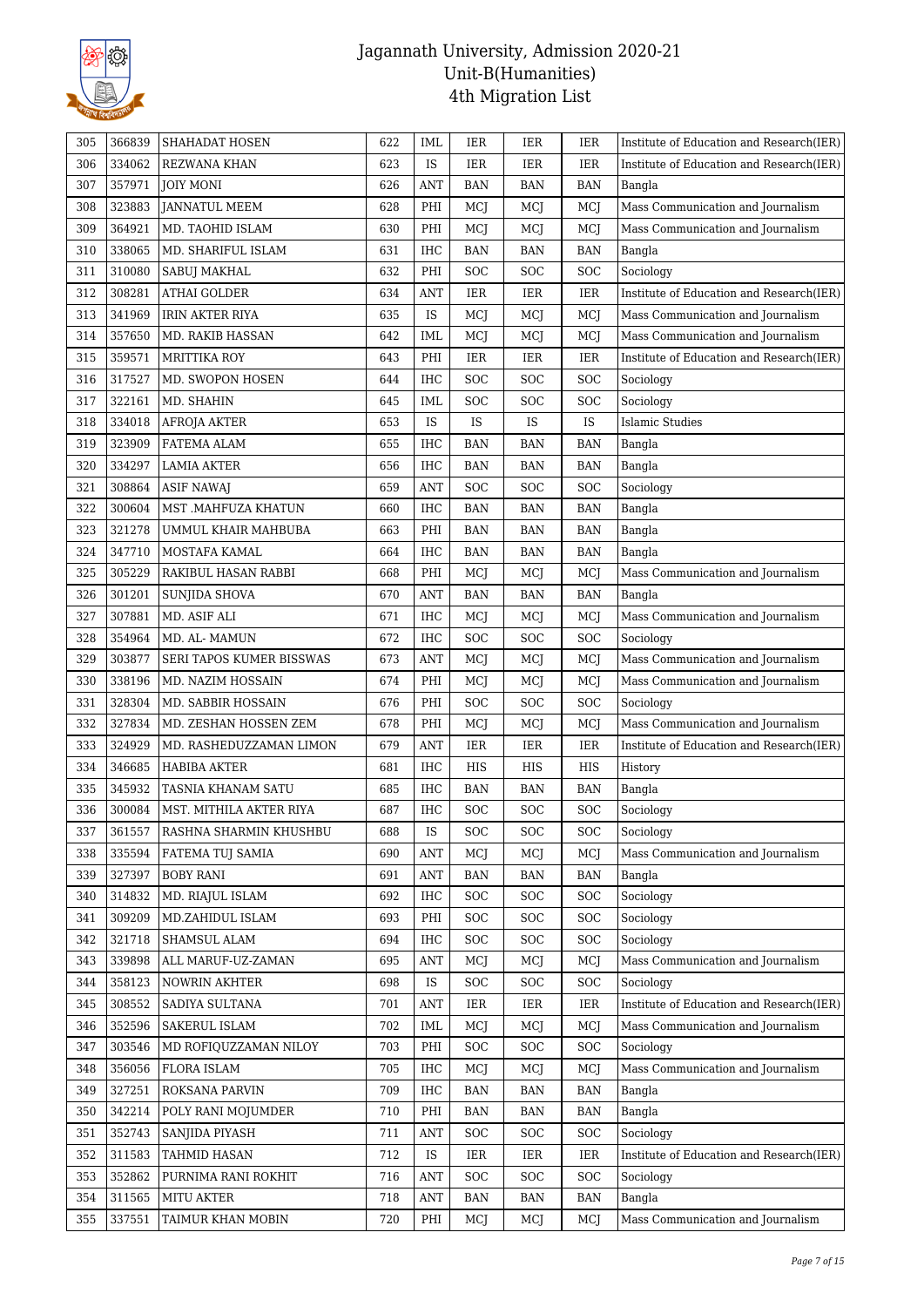# Jagannath University, Admission 2020-21
## Unit-B(Humanities)
## 4th Migration List

| | | | | | | | | |
|---|---|---|---|---|---|---|---|---|
| 305 | 366839 | SHAHADAT HOSEN | 622 | IML | IER | IER | IER | Institute of Education and Research(IER) |
| 306 | 334062 | REZWANA KHAN | 623 | IS | IER | IER | IER | Institute of Education and Research(IER) |
| 307 | 357971 | JOIY MONI | 626 | ANT | BAN | BAN | BAN | Bangla |
| 308 | 323883 | JANNATUL MEEM | 628 | PHI | MCJ | MCJ | MCJ | Mass Communication and Journalism |
| 309 | 364921 | MD. TAOHID ISLAM | 630 | PHI | MCJ | MCJ | MCJ | Mass Communication and Journalism |
| 310 | 338065 | MD. SHARIFUL ISLAM | 631 | IHC | BAN | BAN | BAN | Bangla |
| 311 | 310080 | SABUJ MAKHAL | 632 | PHI | SOC | SOC | SOC | Sociology |
| 312 | 308281 | ATHAI GOLDER | 634 | ANT | IER | IER | IER | Institute of Education and Research(IER) |
| 313 | 341969 | IRIN AKTER RIYA | 635 | IS | MCJ | MCJ | MCJ | Mass Communication and Journalism |
| 314 | 357650 | MD. RAKIB HASSAN | 642 | IML | MCJ | MCJ | MCJ | Mass Communication and Journalism |
| 315 | 359571 | MRITTIKA ROY | 643 | PHI | IER | IER | IER | Institute of Education and Research(IER) |
| 316 | 317527 | MD. SWOPON HOSEN | 644 | IHC | SOC | SOC | SOC | Sociology |
| 317 | 322161 | MD. SHAHIN | 645 | IML | SOC | SOC | SOC | Sociology |
| 318 | 334018 | AFROJA AKTER | 653 | IS | IS | IS | IS | Islamic Studies |
| 319 | 323909 | FATEMA ALAM | 655 | IHC | BAN | BAN | BAN | Bangla |
| 320 | 334297 | LAMIA AKTER | 656 | IHC | BAN | BAN | BAN | Bangla |
| 321 | 308864 | ASIF NAWAJ | 659 | ANT | SOC | SOC | SOC | Sociology |
| 322 | 300604 | MST .MAHFUZA KHATUN | 660 | IHC | BAN | BAN | BAN | Bangla |
| 323 | 321278 | UMMUL KHAIR MAHBUBA | 663 | PHI | BAN | BAN | BAN | Bangla |
| 324 | 347710 | MOSTAFA KAMAL | 664 | IHC | BAN | BAN | BAN | Bangla |
| 325 | 305229 | RAKIBUL HASAN RABBI | 668 | PHI | MCJ | MCJ | MCJ | Mass Communication and Journalism |
| 326 | 301201 | SUNJIDA SHOVA | 670 | ANT | BAN | BAN | BAN | Bangla |
| 327 | 307881 | MD. ASIF ALI | 671 | IHC | MCJ | MCJ | MCJ | Mass Communication and Journalism |
| 328 | 354964 | MD. AL- MAMUN | 672 | IHC | SOC | SOC | SOC | Sociology |
| 329 | 303877 | SERI TAPOS KUMER BISSWAS | 673 | ANT | MCJ | MCJ | MCJ | Mass Communication and Journalism |
| 330 | 338196 | MD. NAZIM HOSSAIN | 674 | PHI | MCJ | MCJ | MCJ | Mass Communication and Journalism |
| 331 | 328304 | MD. SABBIR HOSSAIN | 676 | PHI | SOC | SOC | SOC | Sociology |
| 332 | 327834 | MD. ZESHAN HOSSEN ZEM | 678 | PHI | MCJ | MCJ | MCJ | Mass Communication and Journalism |
| 333 | 324929 | MD. RASHEDUZZAMAN LIMON | 679 | ANT | IER | IER | IER | Institute of Education and Research(IER) |
| 334 | 346685 | HABIBA AKTER | 681 | IHC | HIS | HIS | HIS | History |
| 335 | 345932 | TASNIA KHANAM SATU | 685 | IHC | BAN | BAN | BAN | Bangla |
| 336 | 300084 | MST. MITHILA AKTER RIYA | 687 | IHC | SOC | SOC | SOC | Sociology |
| 337 | 361557 | RASHNA SHARMIN KHUSHBU | 688 | IS | SOC | SOC | SOC | Sociology |
| 338 | 335594 | FATEMA TUJ SAMIA | 690 | ANT | MCJ | MCJ | MCJ | Mass Communication and Journalism |
| 339 | 327397 | BOBY RANI | 691 | ANT | BAN | BAN | BAN | Bangla |
| 340 | 314832 | MD. RIAJUL ISLAM | 692 | IHC | SOC | SOC | SOC | Sociology |
| 341 | 309209 | MD.ZAHIDUL ISLAM | 693 | PHI | SOC | SOC | SOC | Sociology |
| 342 | 321718 | SHAMSUL ALAM | 694 | IHC | SOC | SOC | SOC | Sociology |
| 343 | 339898 | ALL MARUF-UZ-ZAMAN | 695 | ANT | MCJ | MCJ | MCJ | Mass Communication and Journalism |
| 344 | 358123 | NOWRIN AKHTER | 698 | IS | SOC | SOC | SOC | Sociology |
| 345 | 308552 | SADIYA SULTANA | 701 | ANT | IER | IER | IER | Institute of Education and Research(IER) |
| 346 | 352596 | SAKERUL ISLAM | 702 | IML | MCJ | MCJ | MCJ | Mass Communication and Journalism |
| 347 | 303546 | MD ROFIQUZZAMAN NILOY | 703 | PHI | SOC | SOC | SOC | Sociology |
| 348 | 356056 | FLORA ISLAM | 705 | IHC | MCJ | MCJ | MCJ | Mass Communication and Journalism |
| 349 | 327251 | ROKSANA PARVIN | 709 | IHC | BAN | BAN | BAN | Bangla |
| 350 | 342214 | POLY RANI MOJUMDER | 710 | PHI | BAN | BAN | BAN | Bangla |
| 351 | 352743 | SANJIDA PIYASH | 711 | ANT | SOC | SOC | SOC | Sociology |
| 352 | 311583 | TAHMID HASAN | 712 | IS | IER | IER | IER | Institute of Education and Research(IER) |
| 353 | 352862 | PURNIMA RANI ROKHIT | 716 | ANT | SOC | SOC | SOC | Sociology |
| 354 | 311565 | MITU AKTER | 718 | ANT | BAN | BAN | BAN | Bangla |
| 355 | 337551 | TAIMUR KHAN MOBIN | 720 | PHI | MCJ | MCJ | MCJ | Mass Communication and Journalism |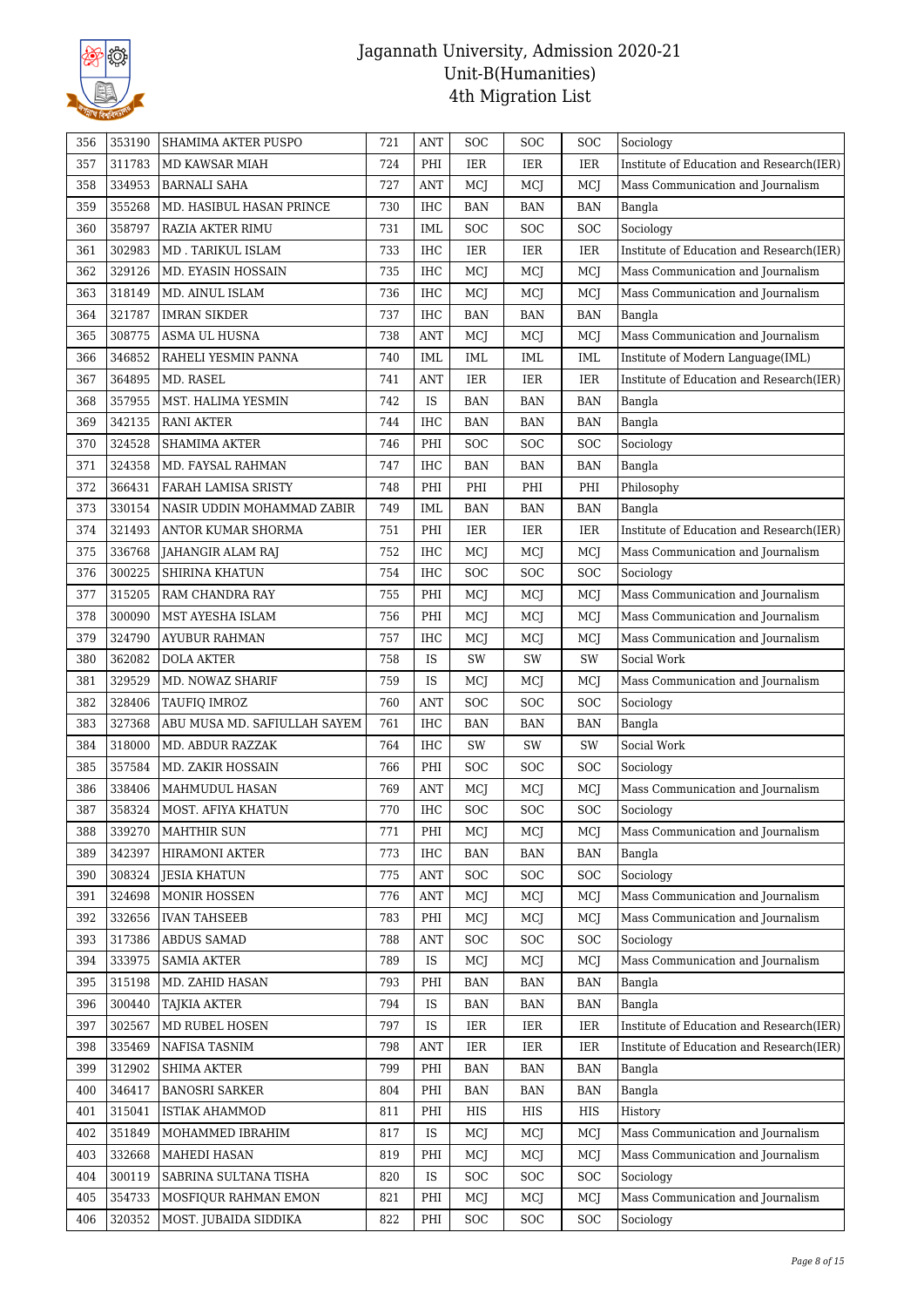# Jagannath University, Admission 2020-21
## Unit-B(Humanities)
## 4th Migration List

| | | | | | | | | |
|---|---|---|---|---|---|---|---|---|
| 356 | 353190 | SHAMIMA AKTER PUSPO | 721 | ANT | SOC | SOC | SOC | Sociology |
| 357 | 311783 | MD KAWSAR MIAH | 724 | PHI | IER | IER | IER | Institute of Education and Research(IER) |
| 358 | 334953 | BARNALI SAHA | 727 | ANT | MCJ | MCJ | MCJ | Mass Communication and Journalism |
| 359 | 355268 | MD. HASIBUL HASAN PRINCE | 730 | IHC | BAN | BAN | BAN | Bangla |
| 360 | 358797 | RAZIA AKTER RIMU | 731 | IML | SOC | SOC | SOC | Sociology |
| 361 | 302983 | MD . TARIKUL ISLAM | 733 | IHC | IER | IER | IER | Institute of Education and Research(IER) |
| 362 | 329126 | MD. EYASIN HOSSAIN | 735 | IHC | MCJ | MCJ | MCJ | Mass Communication and Journalism |
| 363 | 318149 | MD. AINUL ISLAM | 736 | IHC | MCJ | MCJ | MCJ | Mass Communication and Journalism |
| 364 | 321787 | IMRAN SIKDER | 737 | IHC | BAN | BAN | BAN | Bangla |
| 365 | 308775 | ASMA UL HUSNA | 738 | ANT | MCJ | MCJ | MCJ | Mass Communication and Journalism |
| 366 | 346852 | RAHELI YESMIN PANNA | 740 | IML | IML | IML | IML | Institute of Modern Language(IML) |
| 367 | 364895 | MD. RASEL | 741 | ANT | IER | IER | IER | Institute of Education and Research(IER) |
| 368 | 357955 | MST. HALIMA YESMIN | 742 | IS | BAN | BAN | BAN | Bangla |
| 369 | 342135 | RANI AKTER | 744 | IHC | BAN | BAN | BAN | Bangla |
| 370 | 324528 | SHAMIMA AKTER | 746 | PHI | SOC | SOC | SOC | Sociology |
| 371 | 324358 | MD. FAYSAL RAHMAN | 747 | IHC | BAN | BAN | BAN | Bangla |
| 372 | 366431 | FARAH LAMISA SRISTY | 748 | PHI | PHI | PHI | PHI | Philosophy |
| 373 | 330154 | NASIR UDDIN MOHAMMAD ZABIR | 749 | IML | BAN | BAN | BAN | Bangla |
| 374 | 321493 | ANTOR KUMAR SHORMA | 751 | PHI | IER | IER | IER | Institute of Education and Research(IER) |
| 375 | 336768 | JAHANGIR ALAM RAJ | 752 | IHC | MCJ | MCJ | MCJ | Mass Communication and Journalism |
| 376 | 300225 | SHIRINA KHATUN | 754 | IHC | SOC | SOC | SOC | Sociology |
| 377 | 315205 | RAM CHANDRA RAY | 755 | PHI | MCJ | MCJ | MCJ | Mass Communication and Journalism |
| 378 | 300090 | MST AYESHA ISLAM | 756 | PHI | MCJ | MCJ | MCJ | Mass Communication and Journalism |
| 379 | 324790 | AYUBUR RAHMAN | 757 | IHC | MCJ | MCJ | MCJ | Mass Communication and Journalism |
| 380 | 362082 | DOLA AKTER | 758 | IS | SW | SW | SW | Social Work |
| 381 | 329529 | MD. NOWAZ SHARIF | 759 | IS | MCJ | MCJ | MCJ | Mass Communication and Journalism |
| 382 | 328406 | TAUFIQ IMROZ | 760 | ANT | SOC | SOC | SOC | Sociology |
| 383 | 327368 | ABU MUSA MD. SAFIULLAH SAYEM | 761 | IHC | BAN | BAN | BAN | Bangla |
| 384 | 318000 | MD. ABDUR RAZZAK | 764 | IHC | SW | SW | SW | Social Work |
| 385 | 357584 | MD. ZAKIR HOSSAIN | 766 | PHI | SOC | SOC | SOC | Sociology |
| 386 | 338406 | MAHMUDUL HASAN | 769 | ANT | MCJ | MCJ | MCJ | Mass Communication and Journalism |
| 387 | 358324 | MOST. AFIYA KHATUN | 770 | IHC | SOC | SOC | SOC | Sociology |
| 388 | 339270 | MAHTHIR SUN | 771 | PHI | MCJ | MCJ | MCJ | Mass Communication and Journalism |
| 389 | 342397 | HIRAMONI AKTER | 773 | IHC | BAN | BAN | BAN | Bangla |
| 390 | 308324 | JESIA KHATUN | 775 | ANT | SOC | SOC | SOC | Sociology |
| 391 | 324698 | MONIR HOSSEN | 776 | ANT | MCJ | MCJ | MCJ | Mass Communication and Journalism |
| 392 | 332656 | IVAN TAHSEEB | 783 | PHI | MCJ | MCJ | MCJ | Mass Communication and Journalism |
| 393 | 317386 | ABDUS SAMAD | 788 | ANT | SOC | SOC | SOC | Sociology |
| 394 | 333975 | SAMIA AKTER | 789 | IS | MCJ | MCJ | MCJ | Mass Communication and Journalism |
| 395 | 315198 | MD. ZAHID HASAN | 793 | PHI | BAN | BAN | BAN | Bangla |
| 396 | 300440 | TAJKIA AKTER | 794 | IS | BAN | BAN | BAN | Bangla |
| 397 | 302567 | MD RUBEL HOSEN | 797 | IS | IER | IER | IER | Institute of Education and Research(IER) |
| 398 | 335469 | NAFISA TASNIM | 798 | ANT | IER | IER | IER | Institute of Education and Research(IER) |
| 399 | 312902 | SHIMA AKTER | 799 | PHI | BAN | BAN | BAN | Bangla |
| 400 | 346417 | BANOSRI SARKER | 804 | PHI | BAN | BAN | BAN | Bangla |
| 401 | 315041 | ISTIAK AHAMMOD | 811 | PHI | HIS | HIS | HIS | History |
| 402 | 351849 | MOHAMMED IBRAHIM | 817 | IS | MCJ | MCJ | MCJ | Mass Communication and Journalism |
| 403 | 332668 | MAHEDI HASAN | 819 | PHI | MCJ | MCJ | MCJ | Mass Communication and Journalism |
| 404 | 300119 | SABRINA SULTANA TISHA | 820 | IS | SOC | SOC | SOC | Sociology |
| 405 | 354733 | MOSFIQUR RAHMAN EMON | 821 | PHI | MCJ | MCJ | MCJ | Mass Communication and Journalism |
| 406 | 320352 | MOST. JUBAIDA SIDDIKA | 822 | PHI | SOC | SOC | SOC | Sociology |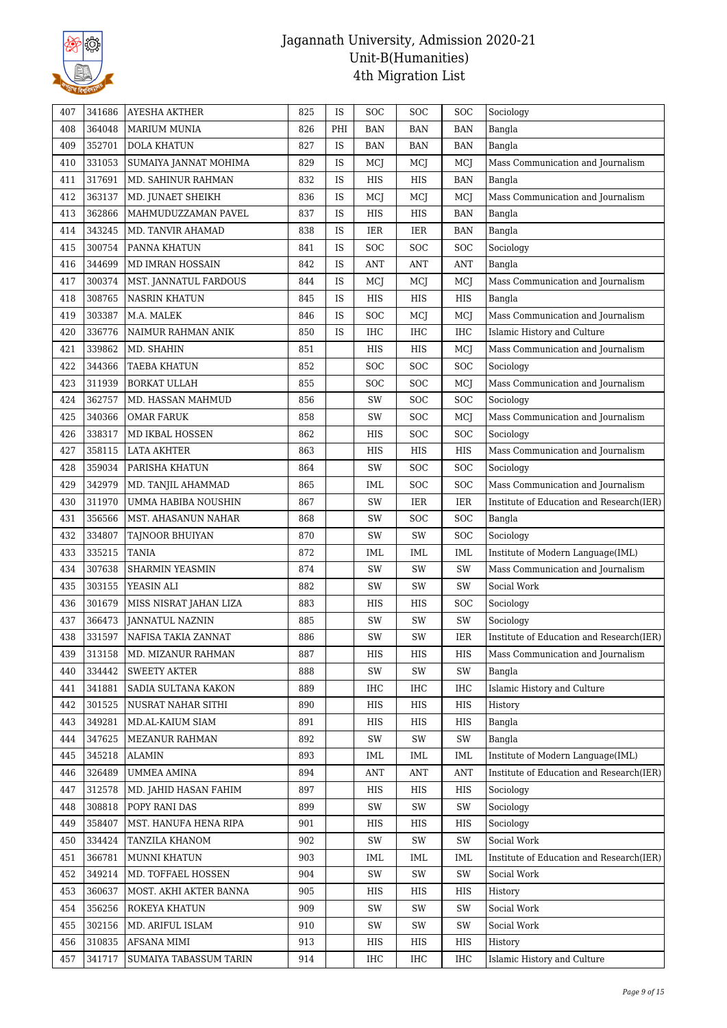# Jagannath University, Admission 2020-21
## Unit-B(Humanities)
## 4th Migration List

| 407 | 341686 | AYESHA AKTHER | 825 | IS | SOC | SOC | SOC | Sociology |
|---|---|---|---|---|---|---|---|---|
| 408 | 364048 | MARIUM MUNIA | 826 | PHI | BAN | BAN | BAN | Bangla |
| 409 | 352701 | DOLA KHATUN | 827 | IS | BAN | BAN | BAN | Bangla |
| 410 | 331053 | SUMAIYA JANNAT MOHIMA | 829 | IS | MCJ | MCJ | MCJ | Mass Communication and Journalism |
| 411 | 317691 | MD. SAHINUR RAHMAN | 832 | IS | HIS | HIS | BAN | Bangla |
| 412 | 363137 | MD. JUNAET SHEIKH | 836 | IS | MCJ | MCJ | MCJ | Mass Communication and Journalism |
| 413 | 362866 | MAHMUDUZZAMAN PAVEL | 837 | IS | HIS | HIS | BAN | Bangla |
| 414 | 343245 | MD. TANVIR AHAMAD | 838 | IS | IER | IER | BAN | Bangla |
| 415 | 300754 | PANNA KHATUN | 841 | IS | SOC | SOC | SOC | Sociology |
| 416 | 344699 | MD IMRAN HOSSAIN | 842 | IS | ANT | ANT | ANT | Bangla |
| 417 | 300374 | MST. JANNATUL FARDOUS | 844 | IS | MCJ | MCJ | MCJ | Mass Communication and Journalism |
| 418 | 308765 | NASRIN KHATUN | 845 | IS | HIS | HIS | HIS | Bangla |
| 419 | 303387 | M.A. MALEK | 846 | IS | SOC | MCJ | MCJ | Mass Communication and Journalism |
| 420 | 336776 | NAIMUR RAHMAN ANIK | 850 | IS | IHC | IHC | IHC | Islamic History and Culture |
| 421 | 339862 | MD. SHAHIN | 851 | | HIS | HIS | MCJ | Mass Communication and Journalism |
| 422 | 344366 | TAEBA KHATUN | 852 | | SOC | SOC | SOC | Sociology |
| 423 | 311939 | BORKAT ULLAH | 855 | | SOC | SOC | MCJ | Mass Communication and Journalism |
| 424 | 362757 | MD. HASSAN MAHMUD | 856 | | SW | SOC | SOC | Sociology |
| 425 | 340366 | OMAR FARUK | 858 | | SW | SOC | MCJ | Mass Communication and Journalism |
| 426 | 338317 | MD IKBAL HOSSEN | 862 | | HIS | SOC | SOC | Sociology |
| 427 | 358115 | LATA AKHTER | 863 | | HIS | HIS | HIS | Mass Communication and Journalism |
| 428 | 359034 | PARISHA KHATUN | 864 | | SW | SOC | SOC | Sociology |
| 429 | 342979 | MD. TANJIL AHAMMAD | 865 | | IML | SOC | SOC | Mass Communication and Journalism |
| 430 | 311970 | UMMA HABIBA NOUSHIN | 867 | | SW | IER | IER | Institute of Education and Research(IER) |
| 431 | 356566 | MST. AHASANUN NAHAR | 868 | | SW | SOC | SOC | Bangla |
| 432 | 334807 | TAJNOOR BHUIYAN | 870 | | SW | SW | SOC | Sociology |
| 433 | 335215 | TANIA | 872 | | IML | IML | IML | Institute of Modern Language(IML) |
| 434 | 307638 | SHARMIN YEASMIN | 874 | | SW | SW | SW | Mass Communication and Journalism |
| 435 | 303155 | YEASIN ALI | 882 | | SW | SW | SW | Social Work |
| 436 | 301679 | MISS NISRAT JAHAN LIZA | 883 | | HIS | HIS | SOC | Sociology |
| 437 | 366473 | JANNATUL NAZNIN | 885 | | SW | SW | SW | Sociology |
| 438 | 331597 | NAFISA TAKIA ZANNAT | 886 | | SW | SW | IER | Institute of Education and Research(IER) |
| 439 | 313158 | MD. MIZANUR RAHMAN | 887 | | HIS | HIS | HIS | Mass Communication and Journalism |
| 440 | 334442 | SWEETY AKTER | 888 | | SW | SW | SW | Bangla |
| 441 | 341881 | SADIA SULTANA KAKON | 889 | | IHC | IHC | IHC | Islamic History and Culture |
| 442 | 301525 | NUSRAT NAHAR SITHI | 890 | | HIS | HIS | HIS | History |
| 443 | 349281 | MD.AL-KAIUM SIAM | 891 | | HIS | HIS | HIS | Bangla |
| 444 | 347625 | MEZANUR RAHMAN | 892 | | SW | SW | SW | Bangla |
| 445 | 345218 | ALAMIN | 893 | | IML | IML | IML | Institute of Modern Language(IML) |
| 446 | 326489 | UMMEA AMINA | 894 | | ANT | ANT | ANT | Institute of Education and Research(IER) |
| 447 | 312578 | MD. JAHID HASAN FAHIM | 897 | | HIS | HIS | HIS | Sociology |
| 448 | 308818 | POPY RANI DAS | 899 | | SW | SW | SW | Sociology |
| 449 | 358407 | MST. HANUFA HENA RIPA | 901 | | HIS | HIS | HIS | Sociology |
| 450 | 334424 | TANZILA KHANOM | 902 | | SW | SW | SW | Social Work |
| 451 | 366781 | MUNNI KHATUN | 903 | | IML | IML | IML | Institute of Education and Research(IER) |
| 452 | 349214 | MD. TOFFAEL HOSSEN | 904 | | SW | SW | SW | Social Work |
| 453 | 360637 | MOST. AKHI AKTER BANNA | 905 | | HIS | HIS | HIS | History |
| 454 | 356256 | ROKEYA KHATUN | 909 | | SW | SW | SW | Social Work |
| 455 | 302156 | MD. ARIFUL ISLAM | 910 | | SW | SW | SW | Social Work |
| 456 | 310835 | AFSANA MIMI | 913 | | HIS | HIS | HIS | History |
| 457 | 341717 | SUMAIYA TABASSUM TARIN | 914 | | IHC | IHC | IHC | Islamic History and Culture |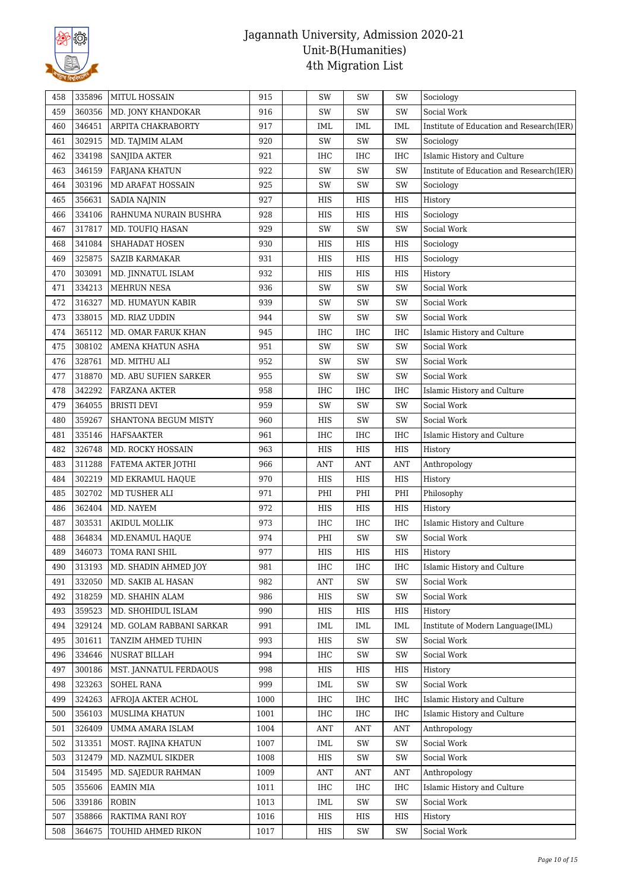# Jagannath University, Admission 2020-21
## Unit-B(Humanities)
## 4th Migration List

| | | | | | | | | |
|---|---|---|---|---|---|---|---|---|
| 458 | 335896 | MITUL HOSSAIN | 915 | | SW | SW | SW | Sociology |
| 459 | 360356 | MD. JONY KHANDOKAR | 916 | | SW | SW | SW | Social Work |
| 460 | 346451 | ARPITA CHAKRABORTY | 917 | | IML | IML | IML | Institute of Education and Research(IER) |
| 461 | 302915 | MD. TAJMIM ALAM | 920 | | SW | SW | SW | Sociology |
| 462 | 334198 | SANJIDA AKTER | 921 | | IHC | IHC | IHC | Islamic History and Culture |
| 463 | 346159 | FARJANA KHATUN | 922 | | SW | SW | SW | Institute of Education and Research(IER) |
| 464 | 303196 | MD ARAFAT HOSSAIN | 925 | | SW | SW | SW | Sociology |
| 465 | 356631 | SADIA NAJNIN | 927 | | HIS | HIS | HIS | History |
| 466 | 334106 | RAHNUMA NURAIN BUSHRA | 928 | | HIS | HIS | HIS | Sociology |
| 467 | 317817 | MD. TOUFIQ HASAN | 929 | | SW | SW | SW | Social Work |
| 468 | 341084 | SHAHADAT HOSEN | 930 | | HIS | HIS | HIS | Sociology |
| 469 | 325875 | SAZIB KARMAKAR | 931 | | HIS | HIS | HIS | Sociology |
| 470 | 303091 | MD. JINNATUL ISLAM | 932 | | HIS | HIS | HIS | History |
| 471 | 334213 | MEHRUN NESA | 936 | | SW | SW | SW | Social Work |
| 472 | 316327 | MD. HUMAYUN KABIR | 939 | | SW | SW | SW | Social Work |
| 473 | 338015 | MD. RIAZ UDDIN | 944 | | SW | SW | SW | Social Work |
| 474 | 365112 | MD. OMAR FARUK KHAN | 945 | | IHC | IHC | IHC | Islamic History and Culture |
| 475 | 308102 | AMENA KHATUN ASHA | 951 | | SW | SW | SW | Social Work |
| 476 | 328761 | MD. MITHU ALI | 952 | | SW | SW | SW | Social Work |
| 477 | 318870 | MD. ABU SUFIEN SARKER | 955 | | SW | SW | SW | Social Work |
| 478 | 342292 | FARZANA AKTER | 958 | | IHC | IHC | IHC | Islamic History and Culture |
| 479 | 364055 | BRISTI DEVI | 959 | | SW | SW | SW | Social Work |
| 480 | 359267 | SHANTONA BEGUM MISTY | 960 | | HIS | SW | SW | Social Work |
| 481 | 335146 | HAFSAAKTER | 961 | | IHC | IHC | IHC | Islamic History and Culture |
| 482 | 326748 | MD. ROCKY HOSSAIN | 963 | | HIS | HIS | HIS | History |
| 483 | 311288 | FATEMA AKTER JOTHI | 966 | | ANT | ANT | ANT | Anthropology |
| 484 | 302219 | MD EKRAMUL HAQUE | 970 | | HIS | HIS | HIS | History |
| 485 | 302702 | MD TUSHER ALI | 971 | | PHI | PHI | PHI | Philosophy |
| 486 | 362404 | MD. NAYEM | 972 | | HIS | HIS | HIS | History |
| 487 | 303531 | AKIDUL MOLLIK | 973 | | IHC | IHC | IHC | Islamic History and Culture |
| 488 | 364834 | MD.ENAMUL HAQUE | 974 | | PHI | SW | SW | Social Work |
| 489 | 346073 | TOMA RANI SHIL | 977 | | HIS | HIS | HIS | History |
| 490 | 313193 | MD. SHADIN AHMED JOY | 981 | | IHC | IHC | IHC | Islamic History and Culture |
| 491 | 332050 | MD. SAKIB AL HASAN | 982 | | ANT | SW | SW | Social Work |
| 492 | 318259 | MD. SHAHIN ALAM | 986 | | HIS | SW | SW | Social Work |
| 493 | 359523 | MD. SHOHIDUL ISLAM | 990 | | HIS | HIS | HIS | History |
| 494 | 329124 | MD. GOLAM RABBANI SARKAR | 991 | | IML | IML | IML | Institute of Modern Language(IML) |
| 495 | 301611 | TANZIM AHMED TUHIN | 993 | | HIS | SW | SW | Social Work |
| 496 | 334646 | NUSRAT BILLAH | 994 | | IHC | SW | SW | Social Work |
| 497 | 300186 | MST. JANNATUL FERDAOUS | 998 | | HIS | HIS | HIS | History |
| 498 | 323263 | SOHEL RANA | 999 | | IML | SW | SW | Social Work |
| 499 | 324263 | AFROJA AKTER ACHOL | 1000 | | IHC | IHC | IHC | Islamic History and Culture |
| 500 | 356103 | MUSLIMA KHATUN | 1001 | | IHC | IHC | IHC | Islamic History and Culture |
| 501 | 326409 | UMMA AMARA ISLAM | 1004 | | ANT | ANT | ANT | Anthropology |
| 502 | 313351 | MOST. RAJINA KHATUN | 1007 | | IML | SW | SW | Social Work |
| 503 | 312479 | MD. NAZMUL SIKDER | 1008 | | HIS | SW | SW | Social Work |
| 504 | 315495 | MD. SAJEDUR RAHMAN | 1009 | | ANT | ANT | ANT | Anthropology |
| 505 | 355606 | EAMIN MIA | 1011 | | IHC | IHC | IHC | Islamic History and Culture |
| 506 | 339186 | ROBIN | 1013 | | IML | SW | SW | Social Work |
| 507 | 358866 | RAKTIMA RANI ROY | 1016 | | HIS | HIS | HIS | History |
| 508 | 364675 | TOUHID AHMED RIKON | 1017 | | HIS | SW | SW | Social Work |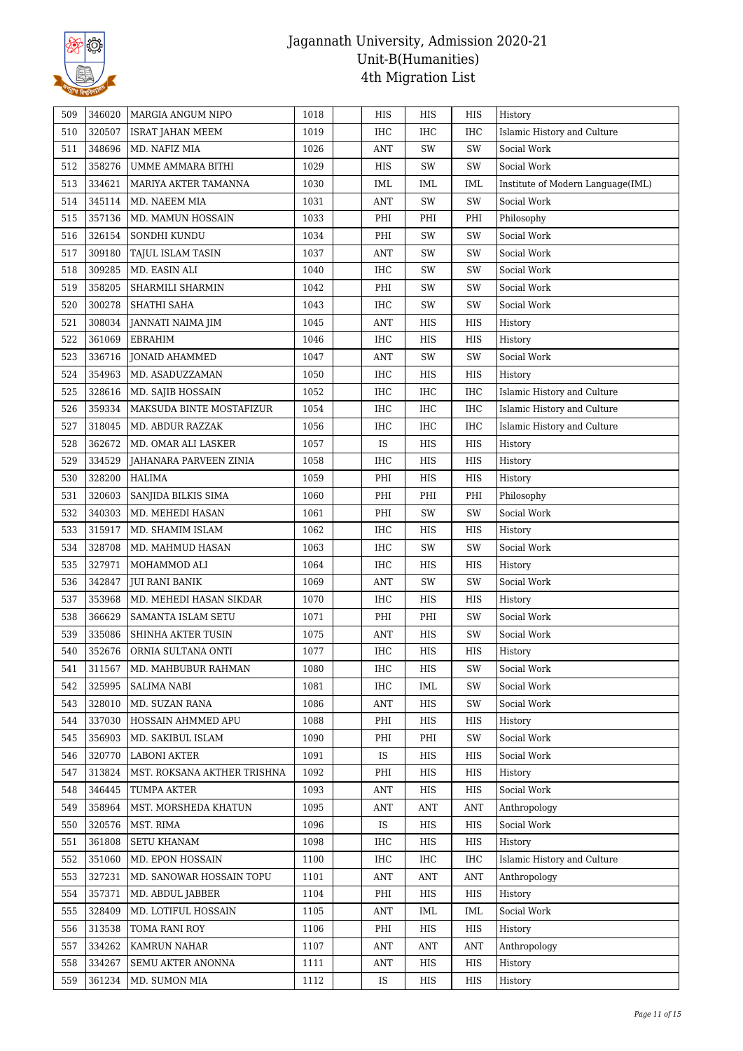# Jagannath University, Admission 2020-21
## Unit-B(Humanities)
### 4th Migration List

| | | | | | | | | |
|---|---|---|---|---|---|---|---|---|
| 509 | 346020 | MARGIA ANGUM NIPO | 1018 | | HIS | HIS | HIS | History |
| 510 | 320507 | ISRAT JAHAN MEEM | 1019 | | IHC | IHC | IHC | Islamic History and Culture |
| 511 | 348696 | MD. NAFIZ MIA | 1026 | | ANT | SW | SW | Social Work |
| 512 | 358276 | UMME AMMARA BITHI | 1029 | | HIS | SW | SW | Social Work |
| 513 | 334621 | MARIYA AKTER TAMANNA | 1030 | | IML | IML | IML | Institute of Modern Language(IML) |
| 514 | 345114 | MD. NAEEM MIA | 1031 | | ANT | SW | SW | Social Work |
| 515 | 357136 | MD. MAMUN HOSSAIN | 1033 | | PHI | PHI | PHI | Philosophy |
| 516 | 326154 | SONDHI KUNDU | 1034 | | PHI | SW | SW | Social Work |
| 517 | 309180 | TAJUL ISLAM TASIN | 1037 | | ANT | SW | SW | Social Work |
| 518 | 309285 | MD. EASIN ALI | 1040 | | IHC | SW | SW | Social Work |
| 519 | 358205 | SHARMILI SHARMIN | 1042 | | PHI | SW | SW | Social Work |
| 520 | 300278 | SHATHI SAHA | 1043 | | IHC | SW | SW | Social Work |
| 521 | 308034 | JANNATI NAIMA JIM | 1045 | | ANT | HIS | HIS | History |
| 522 | 361069 | EBRAHIM | 1046 | | IHC | HIS | HIS | History |
| 523 | 336716 | JONAID AHAMMED | 1047 | | ANT | SW | SW | Social Work |
| 524 | 354963 | MD. ASADUZZAMAN | 1050 | | IHC | HIS | HIS | History |
| 525 | 328616 | MD. SAJIB HOSSAIN | 1052 | | IHC | IHC | IHC | Islamic History and Culture |
| 526 | 359334 | MAKSUDA BINTE MOSTAFIZUR | 1054 | | IHC | IHC | IHC | Islamic History and Culture |
| 527 | 318045 | MD. ABDUR RAZZAK | 1056 | | IHC | IHC | IHC | Islamic History and Culture |
| 528 | 362672 | MD. OMAR ALI LASKER | 1057 | | IS | HIS | HIS | History |
| 529 | 334529 | JAHANARA PARVEEN ZINIA | 1058 | | IHC | HIS | HIS | History |
| 530 | 328200 | HALIMA | 1059 | | PHI | HIS | HIS | History |
| 531 | 320603 | SANJIDA BILKIS SIMA | 1060 | | PHI | PHI | PHI | Philosophy |
| 532 | 340303 | MD. MEHEDI HASAN | 1061 | | PHI | SW | SW | Social Work |
| 533 | 315917 | MD. SHAMIM ISLAM | 1062 | | IHC | HIS | HIS | History |
| 534 | 328708 | MD. MAHMUD HASAN | 1063 | | IHC | SW | SW | Social Work |
| 535 | 327971 | MOHAMMOD ALI | 1064 | | IHC | HIS | HIS | History |
| 536 | 342847 | JUI RANI BANIK | 1069 | | ANT | SW | SW | Social Work |
| 537 | 353968 | MD. MEHEDI HASAN SIKDAR | 1070 | | IHC | HIS | HIS | History |
| 538 | 366629 | SAMANTA ISLAM SETU | 1071 | | PHI | PHI | SW | Social Work |
| 539 | 335086 | SHINHA AKTER TUSIN | 1075 | | ANT | HIS | SW | Social Work |
| 540 | 352676 | ORNIA SULTANA ONTI | 1077 | | IHC | HIS | HIS | History |
| 541 | 311567 | MD. MAHBUBUR RAHMAN | 1080 | | IHC | HIS | SW | Social Work |
| 542 | 325995 | SALIMA NABI | 1081 | | IHC | IML | SW | Social Work |
| 543 | 328010 | MD. SUZAN RANA | 1086 | | ANT | HIS | SW | Social Work |
| 544 | 337030 | HOSSAIN AHMMED APU | 1088 | | PHI | HIS | HIS | History |
| 545 | 356903 | MD. SAKIBUL ISLAM | 1090 | | PHI | PHI | SW | Social Work |
| 546 | 320770 | LABONI AKTER | 1091 | | IS | HIS | HIS | Social Work |
| 547 | 313824 | MST. ROKSANA AKTHER TRISHNA | 1092 | | PHI | HIS | HIS | History |
| 548 | 346445 | TUMPA AKTER | 1093 | | ANT | HIS | HIS | Social Work |
| 549 | 358964 | MST. MORSHEDA KHATUN | 1095 | | ANT | ANT | ANT | Anthropology |
| 550 | 320576 | MST. RIMA | 1096 | | IS | HIS | HIS | Social Work |
| 551 | 361808 | SETU KHANAM | 1098 | | IHC | HIS | HIS | History |
| 552 | 351060 | MD. EPON HOSSAIN | 1100 | | IHC | IHC | IHC | Islamic History and Culture |
| 553 | 327231 | MD. SANOWAR HOSSAIN TOPU | 1101 | | ANT | ANT | ANT | Anthropology |
| 554 | 357371 | MD. ABDUL JABBER | 1104 | | PHI | HIS | HIS | History |
| 555 | 328409 | MD. LOTIFUL HOSSAIN | 1105 | | ANT | IML | IML | Social Work |
| 556 | 313538 | TOMA RANI ROY | 1106 | | PHI | HIS | HIS | History |
| 557 | 334262 | KAMRUN NAHAR | 1107 | | ANT | ANT | ANT | Anthropology |
| 558 | 334267 | SEMU AKTER ANONNA | 1111 | | ANT | HIS | HIS | History |
| 559 | 361234 | MD. SUMON MIA | 1112 | | IS | HIS | HIS | History |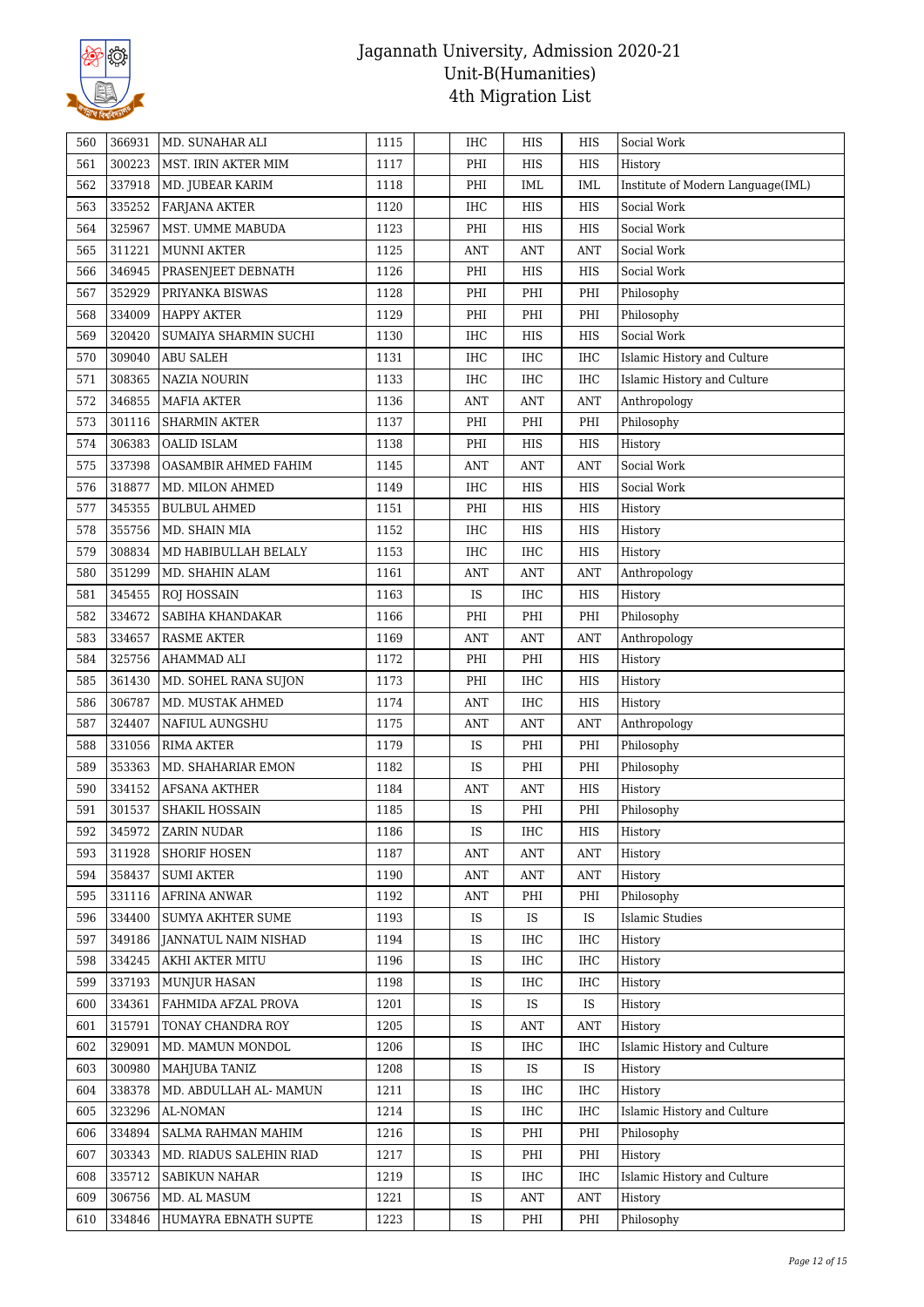| 560 | 366931 | MD. SUNAHAR ALI | 1115 | | IHC | HIS | HIS | Social Work |
|---|---|---|---|---|---|---|---|---|
| 561 | 300223 | MST. IRIN AKTER MIM | 1117 | | PHI | HIS | HIS | History |
| 562 | 337918 | MD. JUBEAR KARIM | 1118 | | PHI | IML | IML | Institute of Modern Language(IML) |
| 563 | 335252 | FARJANA AKTER | 1120 | | IHC | HIS | HIS | Social Work |
| 564 | 325967 | MST. UMME MABUDA | 1123 | | PHI | HIS | HIS | Social Work |
| 565 | 311221 | MUNNI AKTER | 1125 | | ANT | ANT | ANT | Social Work |
| 566 | 346945 | PRASENJEET DEBNATH | 1126 | | PHI | HIS | HIS | Social Work |
| 567 | 352929 | PRIYANKA BISWAS | 1128 | | PHI | PHI | PHI | Philosophy |
| 568 | 334009 | HAPPY AKTER | 1129 | | PHI | PHI | PHI | Philosophy |
| 569 | 320420 | SUMAIYA SHARMIN SUCHI | 1130 | | IHC | HIS | HIS | Social Work |
| 570 | 309040 | ABU SALEH | 1131 | | IHC | IHC | IHC | Islamic History and Culture |
| 571 | 308365 | NAZIA NOURIN | 1133 | | IHC | IHC | IHC | Islamic History and Culture |
| 572 | 346855 | MAFIA AKTER | 1136 | | ANT | ANT | ANT | Anthropology |
| 573 | 301116 | SHARMIN AKTER | 1137 | | PHI | PHI | PHI | Philosophy |
| 574 | 306383 | OALID ISLAM | 1138 | | PHI | HIS | HIS | History |
| 575 | 337398 | OASAMBIR AHMED FAHIM | 1145 | | ANT | ANT | ANT | Social Work |
| 576 | 318877 | MD. MILON AHMED | 1149 | | IHC | HIS | HIS | Social Work |
| 577 | 345355 | BULBUL AHMED | 1151 | | PHI | HIS | HIS | History |
| 578 | 355756 | MD. SHAIN MIA | 1152 | | IHC | HIS | HIS | History |
| 579 | 308834 | MD HABIBULLAH BELALY | 1153 | | IHC | IHC | HIS | History |
| 580 | 351299 | MD. SHAHIN ALAM | 1161 | | ANT | ANT | ANT | Anthropology |
| 581 | 345455 | ROJ HOSSAIN | 1163 | | IS | IHC | HIS | History |
| 582 | 334672 | SABIHA KHANDAKAR | 1166 | | PHI | PHI | PHI | Philosophy |
| 583 | 334657 | RASME AKTER | 1169 | | ANT | ANT | ANT | Anthropology |
| 584 | 325756 | AHAMMAD ALI | 1172 | | PHI | PHI | HIS | History |
| 585 | 361430 | MD. SOHEL RANA SUJON | 1173 | | PHI | IHC | HIS | History |
| 586 | 306787 | MD. MUSTAK AHMED | 1174 | | ANT | IHC | HIS | History |
| 587 | 324407 | NAFIUL AUNGSHU | 1175 | | ANT | ANT | ANT | Anthropology |
| 588 | 331056 | RIMA AKTER | 1179 | | IS | PHI | PHI | Philosophy |
| 589 | 353363 | MD. SHAHARIAR EMON | 1182 | | IS | PHI | PHI | Philosophy |
| 590 | 334152 | AFSANA AKTHER | 1184 | | ANT | ANT | HIS | History |
| 591 | 301537 | SHAKIL HOSSAIN | 1185 | | IS | PHI | PHI | Philosophy |
| 592 | 345972 | ZARIN NUDAR | 1186 | | IS | IHC | HIS | History |
| 593 | 311928 | SHORIF HOSEN | 1187 | | ANT | ANT | ANT | History |
| 594 | 358437 | SUMI AKTER | 1190 | | ANT | ANT | ANT | History |
| 595 | 331116 | AFRINA ANWAR | 1192 | | ANT | PHI | PHI | Philosophy |
| 596 | 334400 | SUMYA AKHTER SUME | 1193 | | IS | IS | IS | Islamic Studies |
| 597 | 349186 | JANNATUL NAIM NISHAD | 1194 | | IS | IHC | IHC | History |
| 598 | 334245 | AKHI AKTER MITU | 1196 | | IS | IHC | IHC | History |
| 599 | 337193 | MUNJUR HASAN | 1198 | | IS | IHC | IHC | History |
| 600 | 334361 | FAHMIDA AFZAL PROVA | 1201 | | IS | IS | IS | History |
| 601 | 315791 | TONAY CHANDRA ROY | 1205 | | IS | ANT | ANT | History |
| 602 | 329091 | MD. MAMUN MONDOL | 1206 | | IS | IHC | IHC | Islamic History and Culture |
| 603 | 300980 | MAHJUBA TANIZ | 1208 | | IS | IS | IS | History |
| 604 | 338378 | MD. ABDULLAH AL- MAMUN | 1211 | | IS | IHC | IHC | History |
| 605 | 323296 | AL-NOMAN | 1214 | | IS | IHC | IHC | Islamic History and Culture |
| 606 | 334894 | SALMA RAHMAN MAHIM | 1216 | | IS | PHI | PHI | Philosophy |
| 607 | 303343 | MD. RIADUS SALEHIN RIAD | 1217 | | IS | PHI | PHI | History |
| 608 | 335712 | SABIKUN NAHAR | 1219 | | IS | IHC | IHC | Islamic History and Culture |
| 609 | 306756 | MD. AL MASUM | 1221 | | IS | ANT | ANT | History |
| 610 | 334846 | HUMAYRA EBNATH SUPTE | 1223 | | IS | PHI | PHI | Philosophy |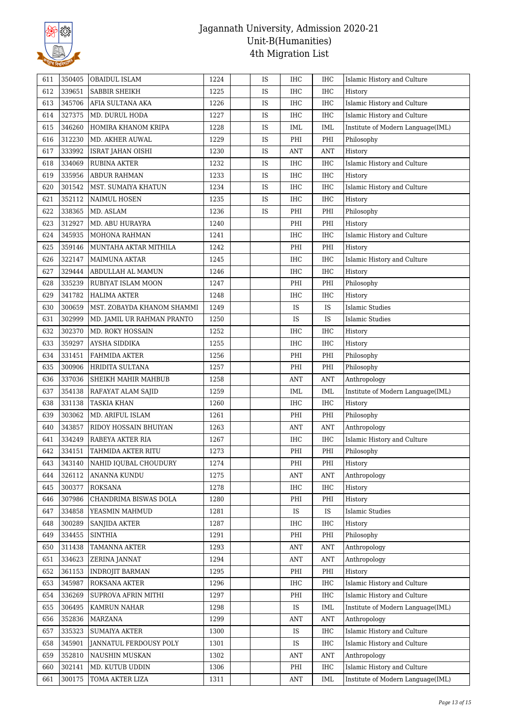# Jagannath University, Admission 2020-21
## Unit-B(Humanities)
## 4th Migration List

| 611 | 350405 | OBAIDUL ISLAM | 1224 | | IS | IHC | IHC | Islamic History and Culture |
|---|---|---|---|---|---|---|---|---|
| 612 | 339651 | SABBIR SHEIKH | 1225 | | IS | IHC | IHC | History |
| 613 | 345706 | AFIA SULTANA AKA | 1226 | | IS | IHC | IHC | Islamic History and Culture |
| 614 | 327375 | MD. DURUL HODA | 1227 | | IS | IHC | IHC | Islamic History and Culture |
| 615 | 346260 | HOMIRA KHANOM KRIPA | 1228 | | IS | IML | IML | Institute of Modern Language(IML) |
| 616 | 312230 | MD. AKHER AUWAL | 1229 | | IS | PHI | PHI | Philosophy |
| 617 | 333992 | ISRAT JAHAN OISHI | 1230 | | IS | ANT | ANT | History |
| 618 | 334069 | RUBINA AKTER | 1232 | | IS | IHC | IHC | Islamic History and Culture |
| 619 | 335956 | ABDUR RAHMAN | 1233 | | IS | IHC | IHC | History |
| 620 | 301542 | MST. SUMAIYA KHATUN | 1234 | | IS | IHC | IHC | Islamic History and Culture |
| 621 | 352112 | NAIMUL HOSEN | 1235 | | IS | IHC | IHC | History |
| 622 | 338365 | MD. ASLAM | 1236 | | IS | PHI | PHI | Philosophy |
| 623 | 312927 | MD. ABU HURAYRA | 1240 | | | PHI | PHI | History |
| 624 | 345935 | MOHONA RAHMAN | 1241 | | | IHC | IHC | Islamic History and Culture |
| 625 | 359146 | MUNTAHA AKTAR MITHILA | 1242 | | | PHI | PHI | History |
| 626 | 322147 | MAIMUNA AKTAR | 1245 | | | IHC | IHC | Islamic History and Culture |
| 627 | 329444 | ABDULLAH AL MAMUN | 1246 | | | IHC | IHC | History |
| 628 | 335239 | RUBIYAT ISLAM MOON | 1247 | | | PHI | PHI | Philosophy |
| 629 | 341782 | HALIMA AKTER | 1248 | | | IHC | IHC | History |
| 630 | 300659 | MST. ZOBAYDA KHANOM SHAMMI | 1249 | | | IS | IS | Islamic Studies |
| 631 | 302999 | MD. JAMIL UR RAHMAN PRANTO | 1250 | | | IS | IS | Islamic Studies |
| 632 | 302370 | MD. ROKY HOSSAIN | 1252 | | | IHC | IHC | History |
| 633 | 359297 | AYSHA SIDDIKA | 1255 | | | IHC | IHC | History |
| 634 | 331451 | FAHMIDA AKTER | 1256 | | | PHI | PHI | Philosophy |
| 635 | 300906 | HRIDITA SULTANA | 1257 | | | PHI | PHI | Philosophy |
| 636 | 337036 | SHEIKH MAHIR MAHBUB | 1258 | | | ANT | ANT | Anthropology |
| 637 | 354138 | RAFAYAT ALAM SAJID | 1259 | | | IML | IML | Institute of Modern Language(IML) |
| 638 | 331138 | TASKIA KHAN | 1260 | | | IHC | IHC | History |
| 639 | 303062 | MD. ARIFUL ISLAM | 1261 | | | PHI | PHI | Philosophy |
| 640 | 343857 | RIDOY HOSSAIN BHUIYAN | 1263 | | | ANT | ANT | Anthropology |
| 641 | 334249 | RABEYA AKTER RIA | 1267 | | | IHC | IHC | Islamic History and Culture |
| 642 | 334151 | TAHMIDA AKTER RITU | 1273 | | | PHI | PHI | Philosophy |
| 643 | 343140 | NAHID IQUBAL CHOUDURY | 1274 | | | PHI | PHI | History |
| 644 | 326112 | ANANNA KUNDU | 1275 | | | ANT | ANT | Anthropology |
| 645 | 300377 | ROKSANA | 1278 | | | IHC | IHC | History |
| 646 | 307986 | CHANDRIMA BISWAS DOLA | 1280 | | | PHI | PHI | History |
| 647 | 334858 | YEASMIN MAHMUD | 1281 | | | IS | IS | Islamic Studies |
| 648 | 300289 | SANJIDA AKTER | 1287 | | | IHC | IHC | History |
| 649 | 334455 | SINTHIA | 1291 | | | PHI | PHI | Philosophy |
| 650 | 311438 | TAMANNA AKTER | 1293 | | | ANT | ANT | Anthropology |
| 651 | 334623 | ZERINA JANNAT | 1294 | | | ANT | ANT | Anthropology |
| 652 | 361153 | INDROJIT BARMAN | 1295 | | | PHI | PHI | History |
| 653 | 345987 | ROKSANA AKTER | 1296 | | | IHC | IHC | Islamic History and Culture |
| 654 | 336269 | SUPROVA AFRIN MITHI | 1297 | | | PHI | IHC | Islamic History and Culture |
| 655 | 306495 | KAMRUN NAHAR | 1298 | | | IS | IML | Institute of Modern Language(IML) |
| 656 | 352836 | MARZANA | 1299 | | | ANT | ANT | Anthropology |
| 657 | 335323 | SUMAIYA AKTER | 1300 | | | IS | IHC | Islamic History and Culture |
| 658 | 345901 | JANNATUL FERDOUSY POLY | 1301 | | | IS | IHC | Islamic History and Culture |
| 659 | 352810 | NAUSHIN MUSKAN | 1302 | | | ANT | ANT | Anthropology |
| 660 | 302141 | MD. KUTUB UDDIN | 1306 | | | PHI | IHC | Islamic History and Culture |
| 661 | 300175 | TOMA AKTER LIZA | 1311 | | | ANT | IML | Institute of Modern Language(IML) |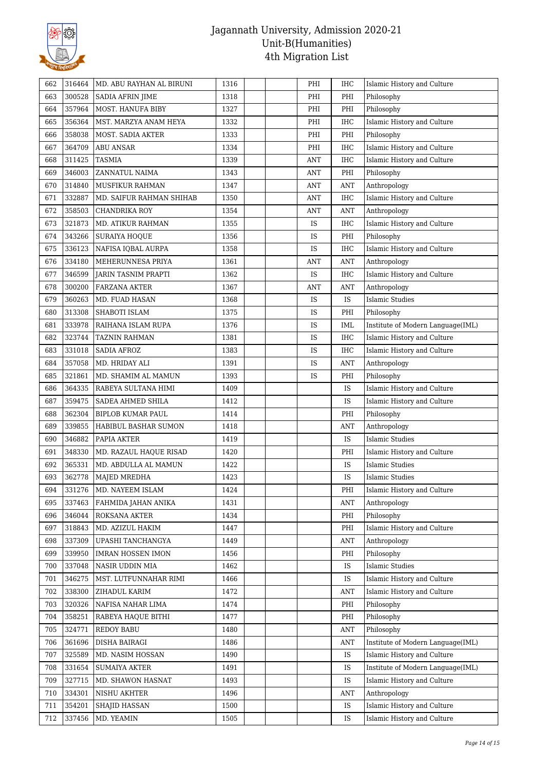| | | | | | | | | |
|---|---|---|---|---|---|---|---|---|
| 662 | 316464 | MD. ABU RAYHAN AL BIRUNI | 1316 | | | PHI | IHC | Islamic History and Culture |
| 663 | 300528 | SADIA AFRIN JIME | 1318 | | | PHI | PHI | Philosophy |
| 664 | 357964 | MOST. HANUFA BIBY | 1327 | | | PHI | PHI | Philosophy |
| 665 | 356364 | MST. MARZYA ANAM HEYA | 1332 | | | PHI | IHC | Islamic History and Culture |
| 666 | 358038 | MOST. SADIA AKTER | 1333 | | | PHI | PHI | Philosophy |
| 667 | 364709 | ABU ANSAR | 1334 | | | PHI | IHC | Islamic History and Culture |
| 668 | 311425 | TASMIA | 1339 | | | ANT | IHC | Islamic History and Culture |
| 669 | 346003 | ZANNATUL NAIMA | 1343 | | | ANT | PHI | Philosophy |
| 670 | 314840 | MUSFIKUR RAHMAN | 1347 | | | ANT | ANT | Anthropology |
| 671 | 332887 | MD. SAIFUR RAHMAN SHIHAB | 1350 | | | ANT | IHC | Islamic History and Culture |
| 672 | 358503 | CHANDRIKA ROY | 1354 | | | ANT | ANT | Anthropology |
| 673 | 321873 | MD. ATIKUR RAHMAN | 1355 | | | IS | IHC | Islamic History and Culture |
| 674 | 343266 | SURAIYA HOQUE | 1356 | | | IS | PHI | Philosophy |
| 675 | 336123 | NAFISA IQBAL AURPA | 1358 | | | IS | IHC | Islamic History and Culture |
| 676 | 334180 | MEHERUNNESA PRIYA | 1361 | | | ANT | ANT | Anthropology |
| 677 | 346599 | JARIN TASNIM PRAPTI | 1362 | | | IS | IHC | Islamic History and Culture |
| 678 | 300200 | FARZANA AKTER | 1367 | | | ANT | ANT | Anthropology |
| 679 | 360263 | MD. FUAD HASAN | 1368 | | | IS | IS | Islamic Studies |
| 680 | 313308 | SHABOTI ISLAM | 1375 | | | IS | PHI | Philosophy |
| 681 | 333978 | RAIHANA ISLAM RUPA | 1376 | | | IS | IML | Institute of Modern Language(IML) |
| 682 | 323744 | TAZNIN RAHMAN | 1381 | | | IS | IHC | Islamic History and Culture |
| 683 | 331018 | SADIA AFROZ | 1383 | | | IS | IHC | Islamic History and Culture |
| 684 | 357058 | MD. HRIDAY ALI | 1391 | | | IS | ANT | Anthropology |
| 685 | 321861 | MD. SHAMIM AL MAMUN | 1393 | | | IS | PHI | Philosophy |
| 686 | 364335 | RABEYA SULTANA HIMI | 1409 | | | | IS | Islamic History and Culture |
| 687 | 359475 | SADEA AHMED SHILA | 1412 | | | | IS | Islamic History and Culture |
| 688 | 362304 | BIPLOB KUMAR PAUL | 1414 | | | | PHI | Philosophy |
| 689 | 339855 | HABIBUL BASHAR SUMON | 1418 | | | | ANT | Anthropology |
| 690 | 346882 | PAPIA AKTER | 1419 | | | | IS | Islamic Studies |
| 691 | 348330 | MD. RAZAUL HAQUE RISAD | 1420 | | | | PHI | Islamic History and Culture |
| 692 | 365331 | MD. ABDULLA AL MAMUN | 1422 | | | | IS | Islamic Studies |
| 693 | 362778 | MAJED MREDHA | 1423 | | | | IS | Islamic Studies |
| 694 | 331276 | MD. NAYEEM ISLAM | 1424 | | | | PHI | Islamic History and Culture |
| 695 | 337463 | FAHMIDA JAHAN ANIKA | 1431 | | | | ANT | Anthropology |
| 696 | 346044 | ROKSANA AKTER | 1434 | | | | PHI | Philosophy |
| 697 | 318843 | MD. AZIZUL HAKIM | 1447 | | | | PHI | Islamic History and Culture |
| 698 | 337309 | UPASHI TANCHANGYA | 1449 | | | | ANT | Anthropology |
| 699 | 339950 | IMRAN HOSSEN IMON | 1456 | | | | PHI | Philosophy |
| 700 | 337048 | NASIR UDDIN MIA | 1462 | | | | IS | Islamic Studies |
| 701 | 346275 | MST. LUTFUNNAHAR RIMI | 1466 | | | | IS | Islamic History and Culture |
| 702 | 338300 | ZIHADUL KARIM | 1472 | | | | ANT | Islamic History and Culture |
| 703 | 320326 | NAFISA NAHAR LIMA | 1474 | | | | PHI | Philosophy |
| 704 | 358251 | RABEYA HAQUE BITHI | 1477 | | | | PHI | Philosophy |
| 705 | 324771 | REDOY BABU | 1480 | | | | ANT | Philosophy |
| 706 | 361696 | DISHA BAIRAGI | 1486 | | | | ANT | Institute of Modern Language(IML) |
| 707 | 325589 | MD. NASIM HOSSAN | 1490 | | | | IS | Islamic History and Culture |
| 708 | 331654 | SUMAIYA AKTER | 1491 | | | | IS | Institute of Modern Language(IML) |
| 709 | 327715 | MD. SHAWON HASNAT | 1493 | | | | IS | Islamic History and Culture |
| 710 | 334301 | NISHU AKHTER | 1496 | | | | ANT | Anthropology |
| 711 | 354201 | SHAJID HASSAN | 1500 | | | | IS | Islamic History and Culture |
| 712 | 337456 | MD. YEAMIN | 1505 | | | | IS | Islamic History and Culture |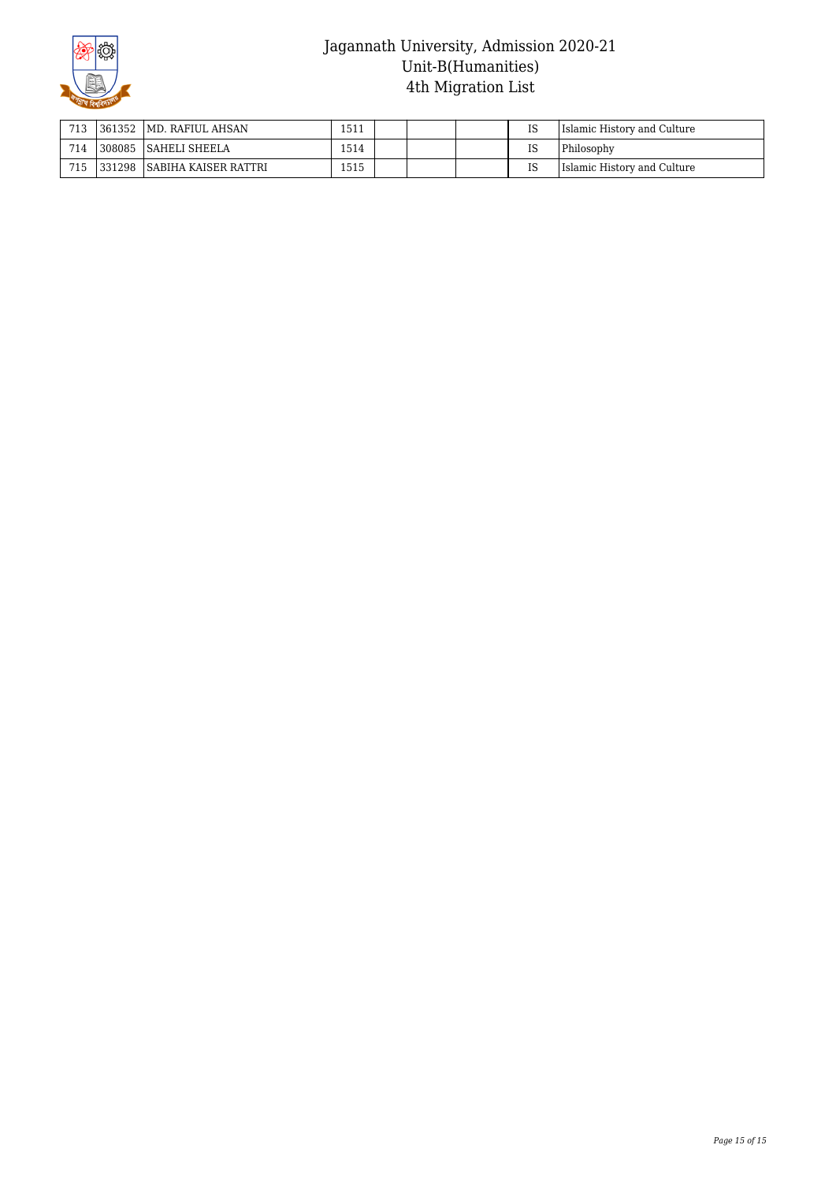# Jagannath University, Admission 2020-21
## Unit-B(Humanities)
## 4th Migration List

| | | | | | | | | |
|---|---|---|---|---|---|---|---|---|
| 713 | 361352 | MD. RAFIUL AHSAN | 1511 | | | | IS | Islamic History and Culture |
| 714 | 308085 | SAHELI SHEELA | 1514 | | | | IS | Philosophy |
| 715 | 331298 | SABIHA KAISER RATTRI | 1515 | | | | IS | Islamic History and Culture |